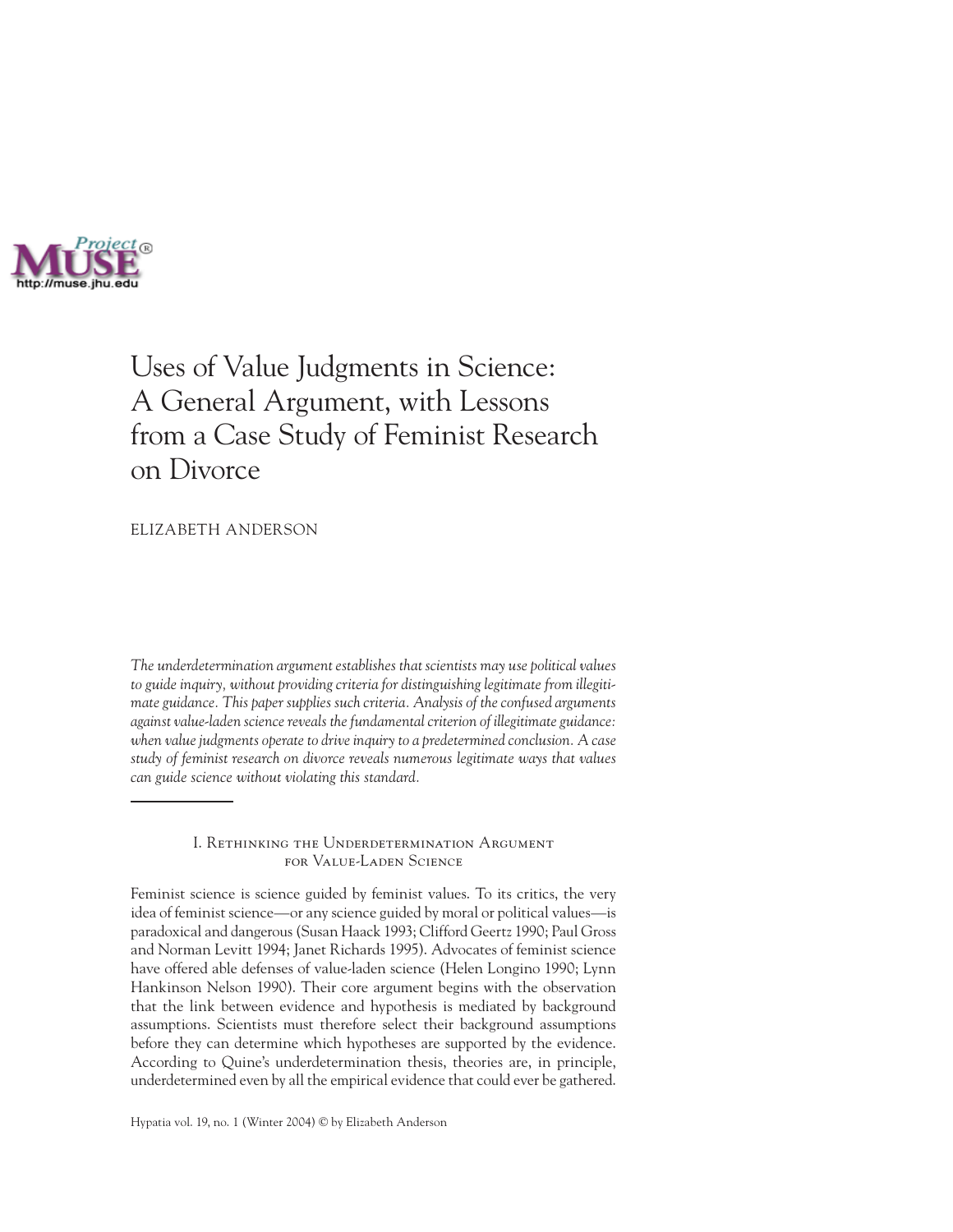# Uses of Value Judgments in Science: A General Argument, with Lessons from a Case Study of Feminist Research on Divorce

ELIZABETH ANDERSON

*The underdetermination argument establishes that scientists may use political values to guide inquiry, without providing criteria for distinguishing legitimate from illegitimate guidance. This paper supplies such criteria. Analysis of the confused arguments against value-laden science reveals the fundamental criterion of illegitimate guidance: when value judgments operate to drive inquiry to a predetermined conclusion. A case study of feminist research on divorce reveals numerous legitimate ways that values can guide science without violating this standard.*

## I. Rethinking the Underdetermination Argument for Value-Laden Science

Feminist science is science guided by feminist values. To its critics, the very idea of feminist science—or any science guided by moral or political values—is paradoxical and dangerous (Susan Haack 1993; Clifford Geertz 1990; Paul Gross and Norman Levitt 1994; Janet Richards 1995). Advocates of feminist science have offered able defenses of value-laden science (Helen Longino 1990; Lynn Hankinson Nelson 1990). Their core argument begins with the observation that the link between evidence and hypothesis is mediated by background assumptions. Scientists must therefore select their background assumptions before they can determine which hypotheses are supported by the evidence. According to Quine's underdetermination thesis, theories are, in principle, underdetermined even by all the empirical evidence that could ever be gathered.

Hypatia vol. 19, no. 1 (Winter 2004) © by Elizabeth Anderson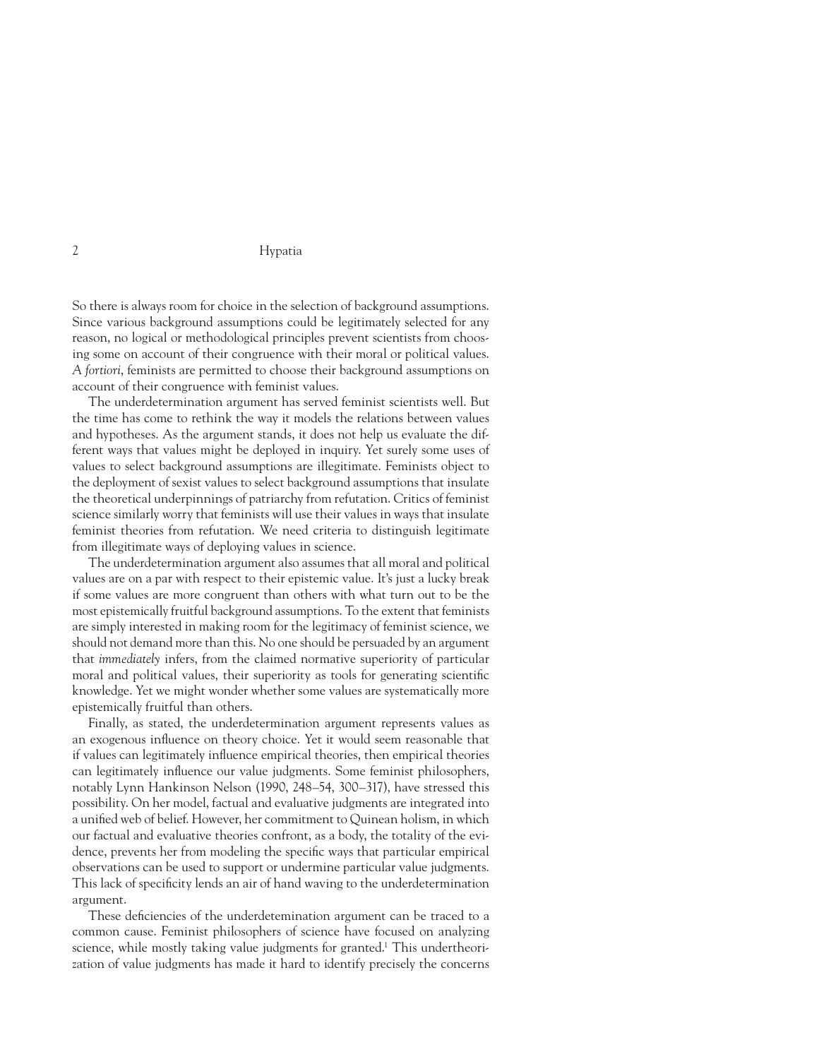So there is always room for choice in the selection of background assumptions. Since various background assumptions could be legitimately selected for any reason, no logical or methodological principles prevent scientists from choosing some on account of their congruence with their moral or political values. *A fortiori*, feminists are permitted to choose their background assumptions on account of their congruence with feminist values.

The underdetermination argument has served feminist scientists well. But the time has come to rethink the way it models the relations between values and hypotheses. As the argument stands, it does not help us evaluate the different ways that values might be deployed in inquiry. Yet surely some uses of values to select background assumptions are illegitimate. Feminists object to the deployment of sexist values to select background assumptions that insulate the theoretical underpinnings of patriarchy from refutation. Critics of feminist science similarly worry that feminists will use their values in ways that insulate feminist theories from refutation. We need criteria to distinguish legitimate from illegitimate ways of deploying values in science.

The underdetermination argument also assumes that all moral and political values are on a par with respect to their epistemic value. It's just a lucky break if some values are more congruent than others with what turn out to be the most epistemically fruitful background assumptions. To the extent that feminists are simply interested in making room for the legitimacy of feminist science, we should not demand more than this. No one should be persuaded by an argument that *immediately* infers, from the claimed normative superiority of particular moral and political values, their superiority as tools for generating scientific knowledge. Yet we might wonder whether some values are systematically more epistemically fruitful than others.

Finally, as stated, the underdetermination argument represents values as an exogenous influence on theory choice. Yet it would seem reasonable that if values can legitimately influence empirical theories, then empirical theories can legitimately influence our value judgments. Some feminist philosophers, notably Lynn Hankinson Nelson (1990, 248–54, 300–317), have stressed this possibility. On her model, factual and evaluative judgments are integrated into a unified web of belief. However, her commitment to Quinean holism, in which our factual and evaluative theories confront, as a body, the totality of the evidence, prevents her from modeling the specific ways that particular empirical observations can be used to support or undermine particular value judgments. This lack of specificity lends an air of hand waving to the underdetermination argument.

These deficiencies of the underdetemination argument can be traced to a common cause. Feminist philosophers of science have focused on analyzing science, while mostly taking value judgments for granted.[1] This undertheorization of value judgments has made it hard to identify precisely the concerns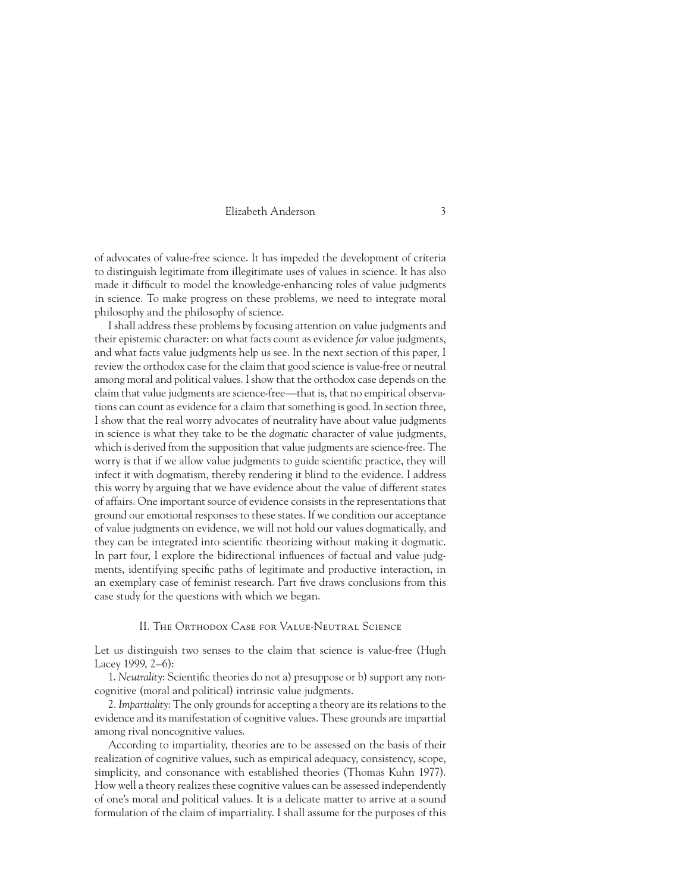of advocates of value-free science. It has impeded the development of criteria to distinguish legitimate from illegitimate uses of values in science. It has also made it difficult to model the knowledge-enhancing roles of value judgments in science. To make progress on these problems, we need to integrate moral philosophy and the philosophy of science.

I shall address these problems by focusing attention on value judgments and their epistemic character: on what facts count as evidence *for* value judgments, and what facts value judgments help us see. In the next section of this paper, I review the orthodox case for the claim that good science is value-free or neutral among moral and political values. I show that the orthodox case depends on the claim that value judgments are science-free—that is, that no empirical observations can count as evidence for a claim that something is good. In section three, I show that the real worry advocates of neutrality have about value judgments in science is what they take to be the *dogmatic* character of value judgments, which is derived from the supposition that value judgments are science-free. The worry is that if we allow value judgments to guide scientific practice, they will infect it with dogmatism, thereby rendering it blind to the evidence. I address this worry by arguing that we have evidence about the value of different states of affairs. One important source of evidence consists in the representations that ground our emotional responses to these states. If we condition our acceptance of value judgments on evidence, we will not hold our values dogmatically, and they can be integrated into scientific theorizing without making it dogmatic. In part four, I explore the bidirectional influences of factual and value judgments, identifying specific paths of legitimate and productive interaction, in an exemplary case of feminist research. Part five draws conclusions from this case study for the questions with which we began.

## II. The Orthodox Case for Value-Neutral Science

Let us distinguish two senses to the claim that science is value-free (Hugh Lacey 1999, 2–6):

1. *Neutrality*: Scientific theories do not a) presuppose or b) support any noncognitive (moral and political) intrinsic value judgments.

2. *Impartiality*: The only grounds for accepting a theory are its relations to the evidence and its manifestation of cognitive values. These grounds are impartial among rival noncognitive values.

According to impartiality, theories are to be assessed on the basis of their realization of cognitive values, such as empirical adequacy, consistency, scope, simplicity, and consonance with established theories (Thomas Kuhn 1977). How well a theory realizes these cognitive values can be assessed independently of one's moral and political values. It is a delicate matter to arrive at a sound formulation of the claim of impartiality. I shall assume for the purposes of this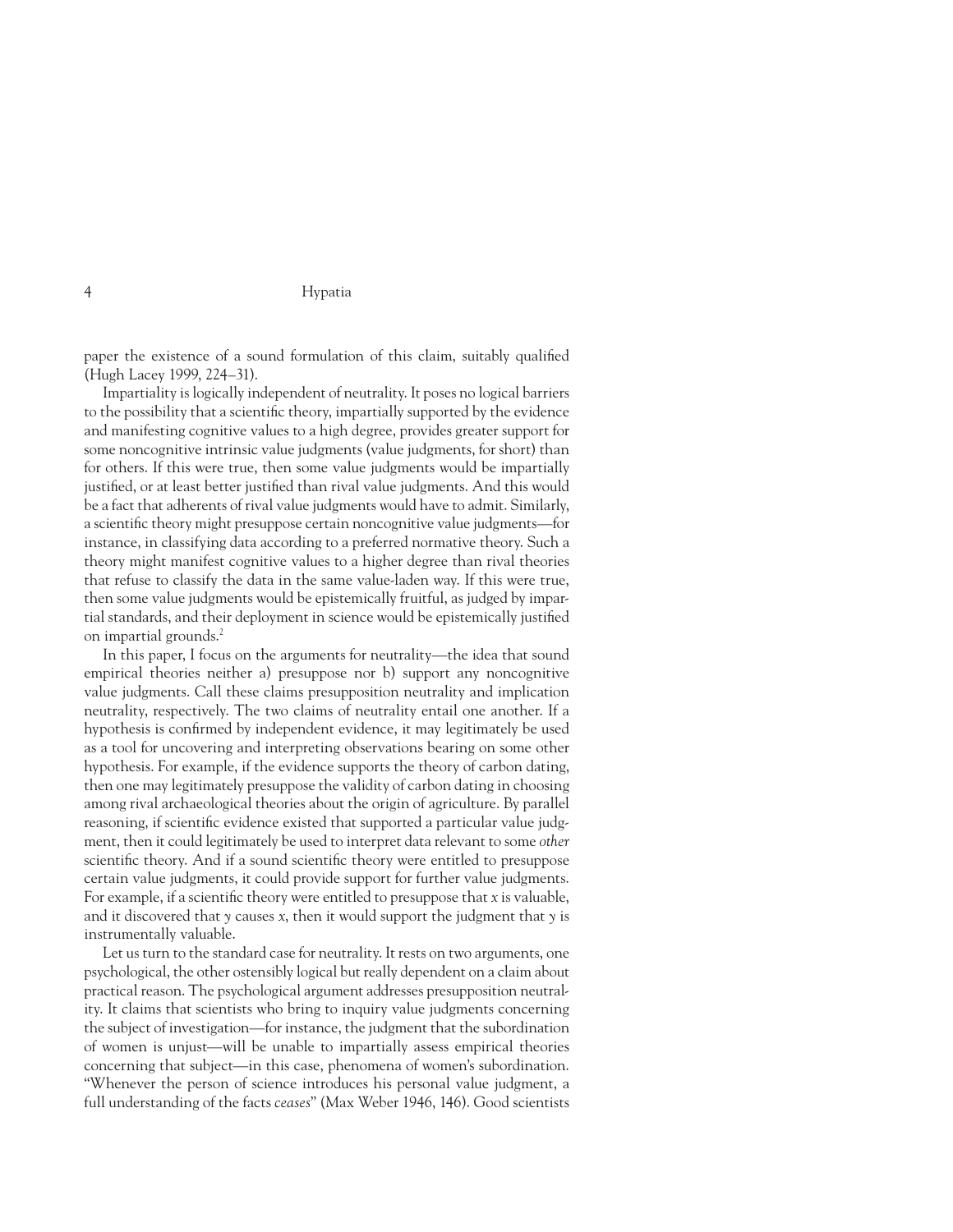paper the existence of a sound formulation of this claim, suitably qualified (Hugh Lacey 1999, 224–31).

Impartiality is logically independent of neutrality. It poses no logical barriers to the possibility that a scientific theory, impartially supported by the evidence and manifesting cognitive values to a high degree, provides greater support for some noncognitive intrinsic value judgments (value judgments, for short) than for others. If this were true, then some value judgments would be impartially justified, or at least better justified than rival value judgments. And this would be a fact that adherents of rival value judgments would have to admit. Similarly, a scientific theory might presuppose certain noncognitive value judgments—for instance, in classifying data according to a preferred normative theory. Such a theory might manifest cognitive values to a higher degree than rival theories that refuse to classify the data in the same value-laden way. If this were true, then some value judgments would be epistemically fruitful, as judged by impartial standards, and their deployment in science would be epistemically justified on impartial grounds.[2]

In this paper, I focus on the arguments for neutrality—the idea that sound empirical theories neither a) presuppose nor b) support any noncognitive value judgments. Call these claims presupposition neutrality and implication neutrality, respectively. The two claims of neutrality entail one another. If a hypothesis is confirmed by independent evidence, it may legitimately be used as a tool for uncovering and interpreting observations bearing on some other hypothesis. For example, if the evidence supports the theory of carbon dating, then one may legitimately presuppose the validity of carbon dating in choosing among rival archaeological theories about the origin of agriculture. By parallel reasoning, if scientific evidence existed that supported a particular value judgment, then it could legitimately be used to interpret data relevant to some *other* scientific theory. And if a sound scientific theory were entitled to presuppose certain value judgments, it could provide support for further value judgments. For example, if a scientific theory were entitled to presuppose that *x* is valuable, and it discovered that *y* causes *x*, then it would support the judgment that *y* is instrumentally valuable.

Let us turn to the standard case for neutrality. It rests on two arguments, one psychological, the other ostensibly logical but really dependent on a claim about practical reason. The psychological argument addresses presupposition neutrality. It claims that scientists who bring to inquiry value judgments concerning the subject of investigation—for instance, the judgment that the subordination of women is unjust—will be unable to impartially assess empirical theories concerning that subject—in this case, phenomena of women's subordination. "Whenever the person of science introduces his personal value judgment, a full understanding of the facts *ceases*" (Max Weber 1946, 146). Good scientists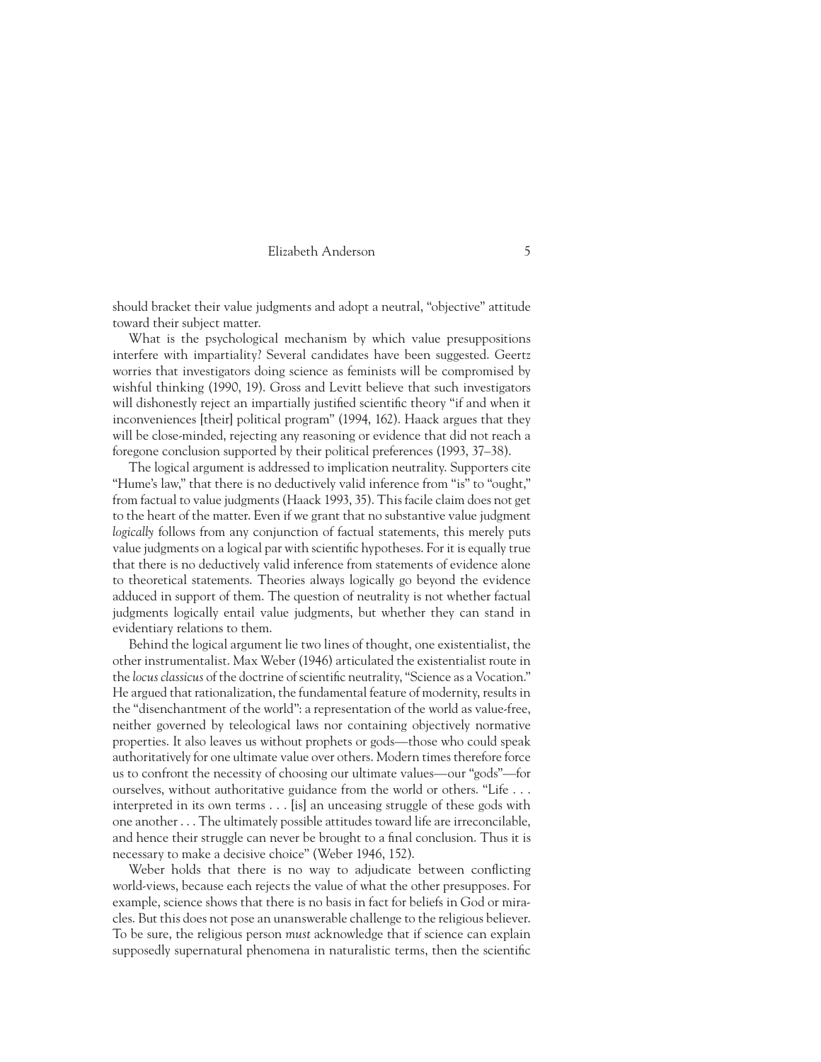should bracket their value judgments and adopt a neutral, "objective" attitude toward their subject matter.

What is the psychological mechanism by which value presuppositions interfere with impartiality? Several candidates have been suggested. Geertz worries that investigators doing science as feminists will be compromised by wishful thinking (1990, 19). Gross and Levitt believe that such investigators will dishonestly reject an impartially justified scientific theory "if and when it inconveniences [their] political program" (1994, 162). Haack argues that they will be close-minded, rejecting any reasoning or evidence that did not reach a foregone conclusion supported by their political preferences (1993, 37–38).

The logical argument is addressed to implication neutrality. Supporters cite "Hume's law," that there is no deductively valid inference from "is" to "ought," from factual to value judgments (Haack 1993, 35). This facile claim does not get to the heart of the matter. Even if we grant that no substantive value judgment *logically* follows from any conjunction of factual statements, this merely puts value judgments on a logical par with scientific hypotheses. For it is equally true that there is no deductively valid inference from statements of evidence alone to theoretical statements. Theories always logically go beyond the evidence adduced in support of them. The question of neutrality is not whether factual judgments logically entail value judgments, but whether they can stand in evidentiary relations to them.

Behind the logical argument lie two lines of thought, one existentialist, the other instrumentalist. Max Weber (1946) articulated the existentialist route in the *locus classicus* of the doctrine of scientific neutrality, "Science as a Vocation." He argued that rationalization, the fundamental feature of modernity, results in the "disenchantment of the world": a representation of the world as value-free, neither governed by teleological laws nor containing objectively normative properties. It also leaves us without prophets or gods—those who could speak authoritatively for one ultimate value over others. Modern times therefore force us to confront the necessity of choosing our ultimate values—our "gods"—for ourselves, without authoritative guidance from the world or others. "Life . . . interpreted in its own terms . . . [is] an unceasing struggle of these gods with one another . . . The ultimately possible attitudes toward life are irreconcilable, and hence their struggle can never be brought to a final conclusion. Thus it is necessary to make a decisive choice" (Weber 1946, 152).

Weber holds that there is no way to adjudicate between conflicting world-views, because each rejects the value of what the other presupposes. For example, science shows that there is no basis in fact for beliefs in God or miracles. But this does not pose an unanswerable challenge to the religious believer. To be sure, the religious person *must* acknowledge that if science can explain supposedly supernatural phenomena in naturalistic terms, then the scientific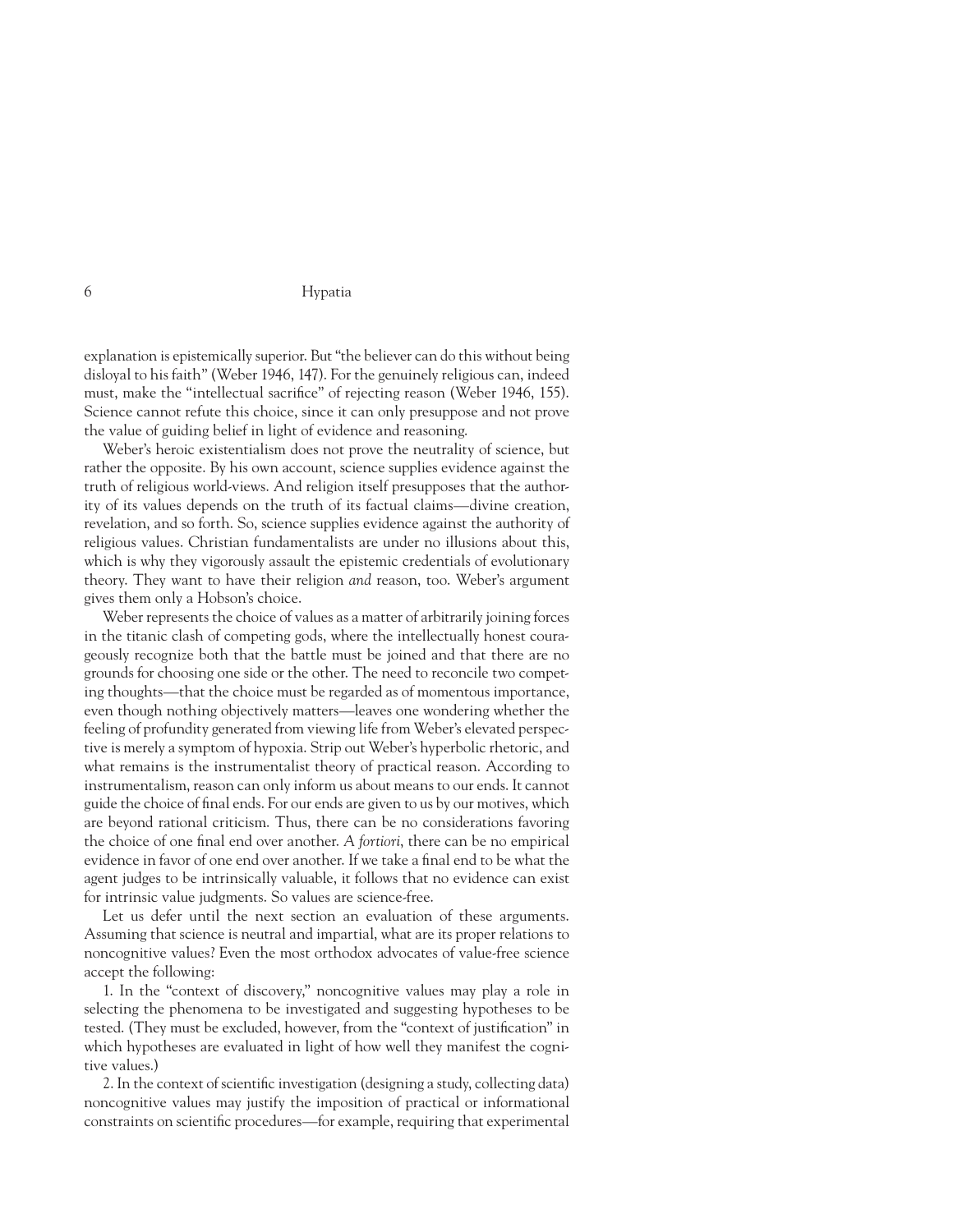explanation is epistemically superior. But "the believer can do this without being disloyal to his faith" (Weber 1946, 147). For the genuinely religious can, indeed must, make the "intellectual sacrifice" of rejecting reason (Weber 1946, 155). Science cannot refute this choice, since it can only presuppose and not prove the value of guiding belief in light of evidence and reasoning.

Weber's heroic existentialism does not prove the neutrality of science, but rather the opposite. By his own account, science supplies evidence against the truth of religious world-views. And religion itself presupposes that the authority of its values depends on the truth of its factual claims—divine creation, revelation, and so forth. So, science supplies evidence against the authority of religious values. Christian fundamentalists are under no illusions about this, which is why they vigorously assault the epistemic credentials of evolutionary theory. They want to have their religion *and* reason, too. Weber's argument gives them only a Hobson's choice.

Weber represents the choice of values as a matter of arbitrarily joining forces in the titanic clash of competing gods, where the intellectually honest courageously recognize both that the battle must be joined and that there are no grounds for choosing one side or the other. The need to reconcile two competing thoughts—that the choice must be regarded as of momentous importance, even though nothing objectively matters—leaves one wondering whether the feeling of profundity generated from viewing life from Weber's elevated perspective is merely a symptom of hypoxia. Strip out Weber's hyperbolic rhetoric, and what remains is the instrumentalist theory of practical reason. According to instrumentalism, reason can only inform us about means to our ends. It cannot guide the choice of final ends. For our ends are given to us by our motives, which are beyond rational criticism. Thus, there can be no considerations favoring the choice of one final end over another. *A fortiori*, there can be no empirical evidence in favor of one end over another. If we take a final end to be what the agent judges to be intrinsically valuable, it follows that no evidence can exist for intrinsic value judgments. So values are science-free.

Let us defer until the next section an evaluation of these arguments. Assuming that science is neutral and impartial, what are its proper relations to noncognitive values? Even the most orthodox advocates of value-free science accept the following:

1. In the "context of discovery," noncognitive values may play a role in selecting the phenomena to be investigated and suggesting hypotheses to be tested. (They must be excluded, however, from the "context of justification" in which hypotheses are evaluated in light of how well they manifest the cognitive values.)

2. In the context of scientific investigation (designing a study, collecting data) noncognitive values may justify the imposition of practical or informational constraints on scientific procedures—for example, requiring that experimental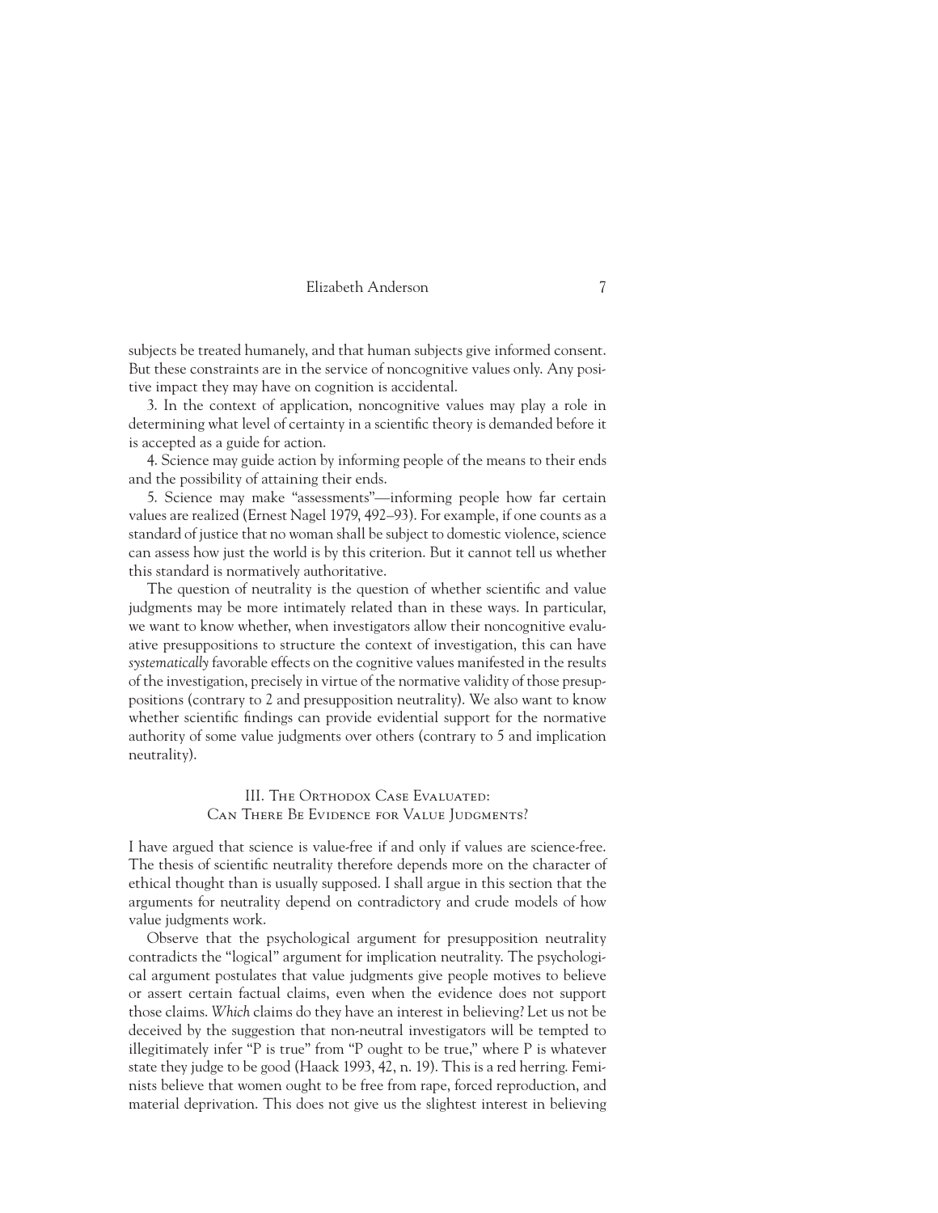subjects be treated humanely, and that human subjects give informed consent. But these constraints are in the service of noncognitive values only. Any positive impact they may have on cognition is accidental.

3. In the context of application, noncognitive values may play a role in determining what level of certainty in a scientific theory is demanded before it is accepted as a guide for action.

4. Science may guide action by informing people of the means to their ends and the possibility of attaining their ends.

5. Science may make "assessments"—informing people how far certain values are realized (Ernest Nagel 1979, 492–93). For example, if one counts as a standard of justice that no woman shall be subject to domestic violence, science can assess how just the world is by this criterion. But it cannot tell us whether this standard is normatively authoritative.

The question of neutrality is the question of whether scientific and value judgments may be more intimately related than in these ways. In particular, we want to know whether, when investigators allow their noncognitive evaluative presuppositions to structure the context of investigation, this can have *systematically* favorable effects on the cognitive values manifested in the results of the investigation, precisely in virtue of the normative validity of those presuppositions (contrary to 2 and presupposition neutrality). We also want to know whether scientific findings can provide evidential support for the normative authority of some value judgments over others (contrary to 5 and implication neutrality).

## III. The Orthodox Case Evaluated: Can There Be Evidence for Value Judgments?

I have argued that science is value-free if and only if values are science-free. The thesis of scientific neutrality therefore depends more on the character of ethical thought than is usually supposed. I shall argue in this section that the arguments for neutrality depend on contradictory and crude models of how value judgments work.

Observe that the psychological argument for presupposition neutrality contradicts the "logical" argument for implication neutrality. The psychological argument postulates that value judgments give people motives to believe or assert certain factual claims, even when the evidence does not support those claims. *Which* claims do they have an interest in believing? Let us not be deceived by the suggestion that non-neutral investigators will be tempted to illegitimately infer "P is true" from "P ought to be true," where P is whatever state they judge to be good (Haack 1993, 42, n. 19). This is a red herring. Feminists believe that women ought to be free from rape, forced reproduction, and material deprivation. This does not give us the slightest interest in believing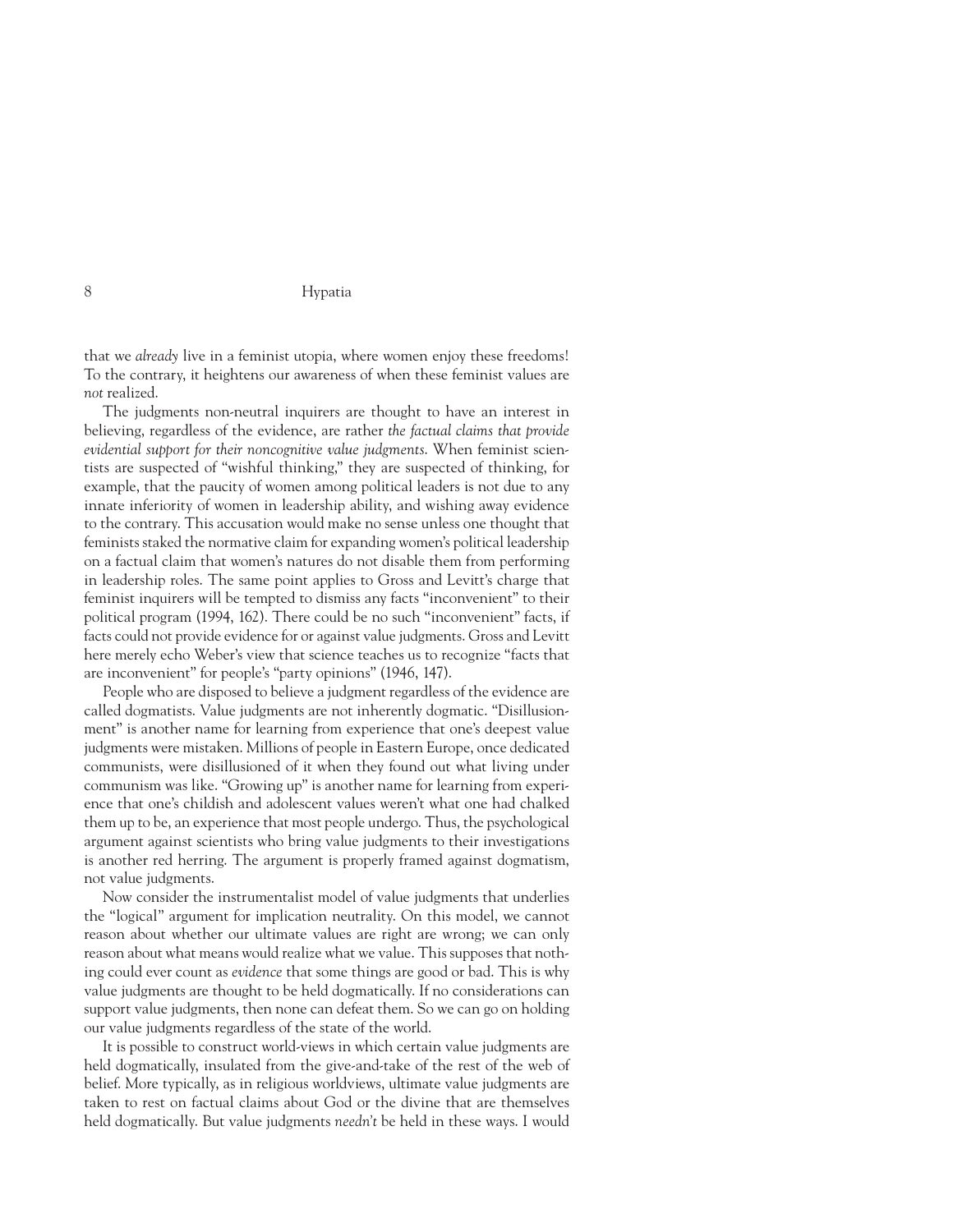that we *already* live in a feminist utopia, where women enjoy these freedoms! To the contrary, it heightens our awareness of when these feminist values are *not* realized.

The judgments non-neutral inquirers are thought to have an interest in believing, regardless of the evidence, are rather *the factual claims that provide evidential support for their noncognitive value judgments*. When feminist scientists are suspected of "wishful thinking," they are suspected of thinking, for example, that the paucity of women among political leaders is not due to any innate inferiority of women in leadership ability, and wishing away evidence to the contrary. This accusation would make no sense unless one thought that feminists staked the normative claim for expanding women's political leadership on a factual claim that women's natures do not disable them from performing in leadership roles. The same point applies to Gross and Levitt's charge that feminist inquirers will be tempted to dismiss any facts "inconvenient" to their political program (1994, 162). There could be no such "inconvenient" facts, if facts could not provide evidence for or against value judgments. Gross and Levitt here merely echo Weber's view that science teaches us to recognize "facts that are inconvenient" for people's "party opinions" (1946, 147).

People who are disposed to believe a judgment regardless of the evidence are called dogmatists. Value judgments are not inherently dogmatic. "Disillusionment" is another name for learning from experience that one's deepest value judgments were mistaken. Millions of people in Eastern Europe, once dedicated communists, were disillusioned of it when they found out what living under communism was like. "Growing up" is another name for learning from experience that one's childish and adolescent values weren't what one had chalked them up to be, an experience that most people undergo. Thus, the psychological argument against scientists who bring value judgments to their investigations is another red herring. The argument is properly framed against dogmatism, not value judgments.

Now consider the instrumentalist model of value judgments that underlies the "logical" argument for implication neutrality. On this model, we cannot reason about whether our ultimate values are right are wrong; we can only reason about what means would realize what we value. This supposes that nothing could ever count as *evidence* that some things are good or bad. This is why value judgments are thought to be held dogmatically. If no considerations can support value judgments, then none can defeat them. So we can go on holding our value judgments regardless of the state of the world.

It is possible to construct world-views in which certain value judgments are held dogmatically, insulated from the give-and-take of the rest of the web of belief. More typically, as in religious worldviews, ultimate value judgments are taken to rest on factual claims about God or the divine that are themselves held dogmatically. But value judgments *needn't* be held in these ways. I would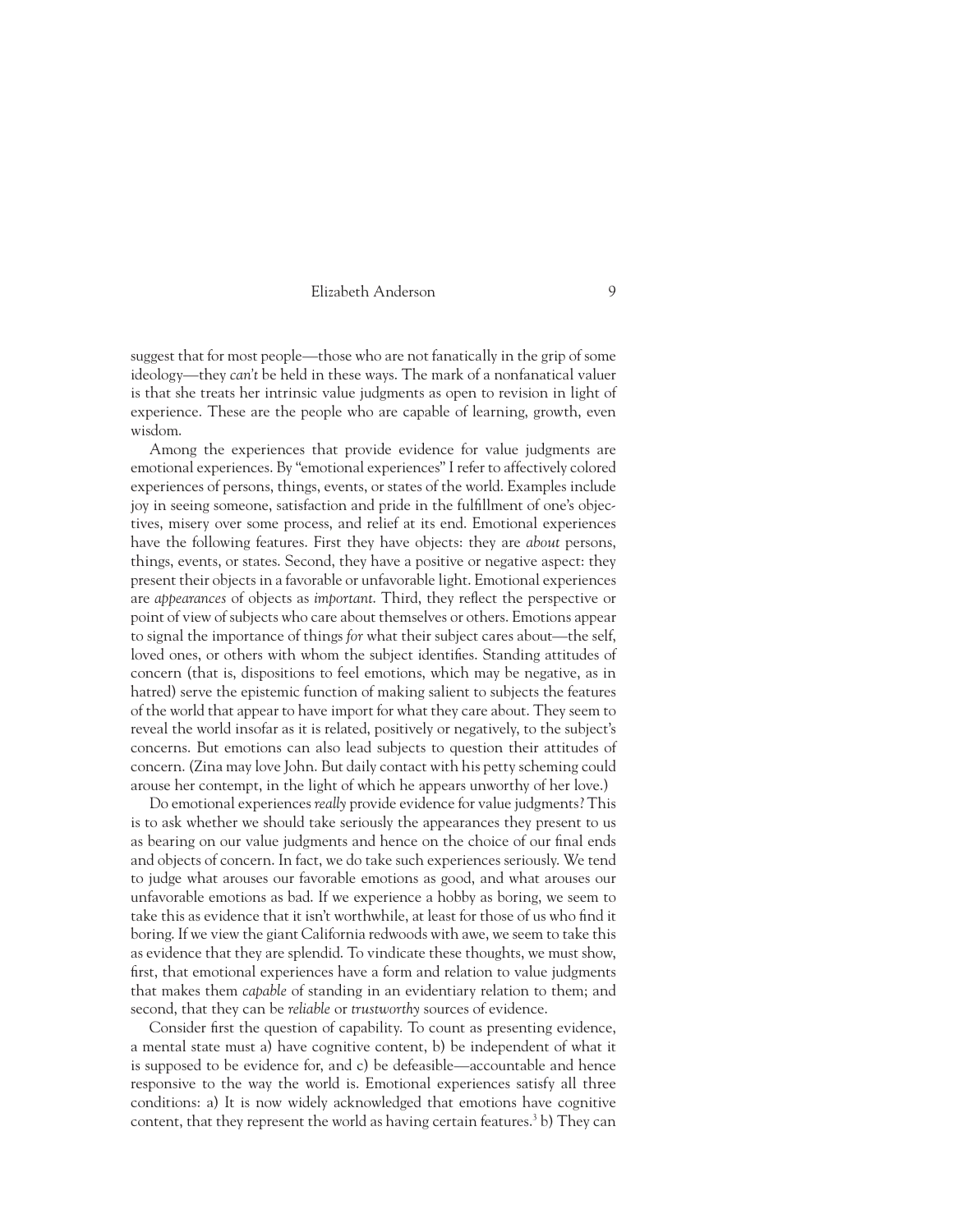suggest that for most people—those who are not fanatically in the grip of some ideology—they *can't* be held in these ways. The mark of a nonfanatical valuer is that she treats her intrinsic value judgments as open to revision in light of experience. These are the people who are capable of learning, growth, even wisdom.

Among the experiences that provide evidence for value judgments are emotional experiences. By "emotional experiences" I refer to affectively colored experiences of persons, things, events, or states of the world. Examples include joy in seeing someone, satisfaction and pride in the fulfillment of one's objectives, misery over some process, and relief at its end. Emotional experiences have the following features. First they have objects: they are *about* persons, things, events, or states. Second, they have a positive or negative aspect: they present their objects in a favorable or unfavorable light. Emotional experiences are *appearances* of objects as *important*. Third, they reflect the perspective or point of view of subjects who care about themselves or others. Emotions appear to signal the importance of things *for* what their subject cares about—the self, loved ones, or others with whom the subject identifies. Standing attitudes of concern (that is, dispositions to feel emotions, which may be negative, as in hatred) serve the epistemic function of making salient to subjects the features of the world that appear to have import for what they care about. They seem to reveal the world insofar as it is related, positively or negatively, to the subject's concerns. But emotions can also lead subjects to question their attitudes of concern. (Zina may love John. But daily contact with his petty scheming could arouse her contempt, in the light of which he appears unworthy of her love.)

Do emotional experiences *really* provide evidence for value judgments? This is to ask whether we should take seriously the appearances they present to us as bearing on our value judgments and hence on the choice of our final ends and objects of concern. In fact, we do take such experiences seriously. We tend to judge what arouses our favorable emotions as good, and what arouses our unfavorable emotions as bad. If we experience a hobby as boring, we seem to take this as evidence that it isn't worthwhile, at least for those of us who find it boring. If we view the giant California redwoods with awe, we seem to take this as evidence that they are splendid. To vindicate these thoughts, we must show, first, that emotional experiences have a form and relation to value judgments that makes them *capable* of standing in an evidentiary relation to them; and second, that they can be *reliable* or *trustworthy* sources of evidence.

Consider first the question of capability. To count as presenting evidence, a mental state must a) have cognitive content, b) be independent of what it is supposed to be evidence for, and c) be defeasible—accountable and hence responsive to the way the world is. Emotional experiences satisfy all three conditions: a) It is now widely acknowledged that emotions have cognitive content, that they represent the world as having certain features.[3] b) They can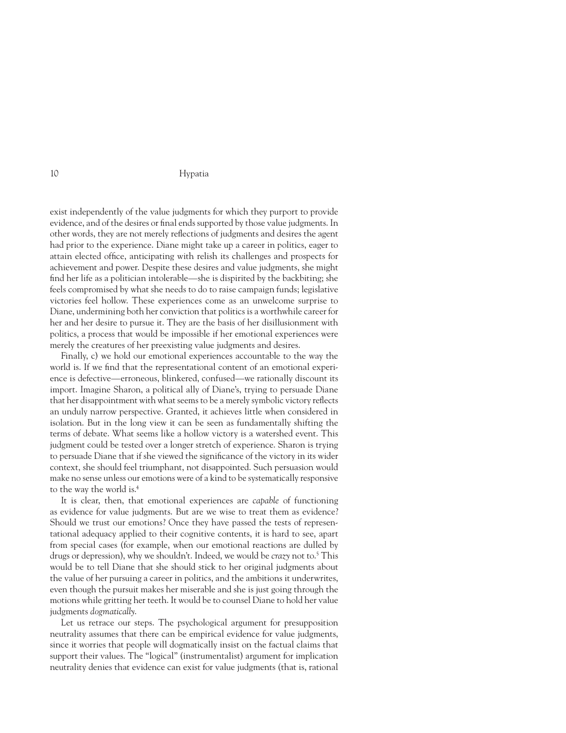exist independently of the value judgments for which they purport to provide evidence, and of the desires or final ends supported by those value judgments. In other words, they are not merely reflections of judgments and desires the agent had prior to the experience. Diane might take up a career in politics, eager to attain elected office, anticipating with relish its challenges and prospects for achievement and power. Despite these desires and value judgments, she might find her life as a politician intolerable—she is dispirited by the backbiting; she feels compromised by what she needs to do to raise campaign funds; legislative victories feel hollow. These experiences come as an unwelcome surprise to Diane, undermining both her conviction that politics is a worthwhile career for her and her desire to pursue it. They are the basis of her disillusionment with politics, a process that would be impossible if her emotional experiences were merely the creatures of her preexisting value judgments and desires.

Finally, c) we hold our emotional experiences accountable to the way the world is. If we find that the representational content of an emotional experience is defective—erroneous, blinkered, confused—we rationally discount its import. Imagine Sharon, a political ally of Diane's, trying to persuade Diane that her disappointment with what seems to be a merely symbolic victory reflects an unduly narrow perspective. Granted, it achieves little when considered in isolation. But in the long view it can be seen as fundamentally shifting the terms of debate. What seems like a hollow victory is a watershed event. This judgment could be tested over a longer stretch of experience. Sharon is trying to persuade Diane that if she viewed the significance of the victory in its wider context, she should feel triumphant, not disappointed. Such persuasion would make no sense unless our emotions were of a kind to be systematically responsive to the way the world is.[4]

It is clear, then, that emotional experiences are *capable* of functioning as evidence for value judgments. But are we wise to treat them as evidence? Should we trust our emotions? Once they have passed the tests of representational adequacy applied to their cognitive contents, it is hard to see, apart from special cases (for example, when our emotional reactions are dulled by drugs or depression), why we shouldn't. Indeed, we would be *crazy* not to.[5] This would be to tell Diane that she should stick to her original judgments about the value of her pursuing a career in politics, and the ambitions it underwrites, even though the pursuit makes her miserable and she is just going through the motions while gritting her teeth. It would be to counsel Diane to hold her value judgments *dogmatically*.

Let us retrace our steps. The psychological argument for presupposition neutrality assumes that there can be empirical evidence for value judgments, since it worries that people will dogmatically insist on the factual claims that support their values. The "logical" (instrumentalist) argument for implication neutrality denies that evidence can exist for value judgments (that is, rational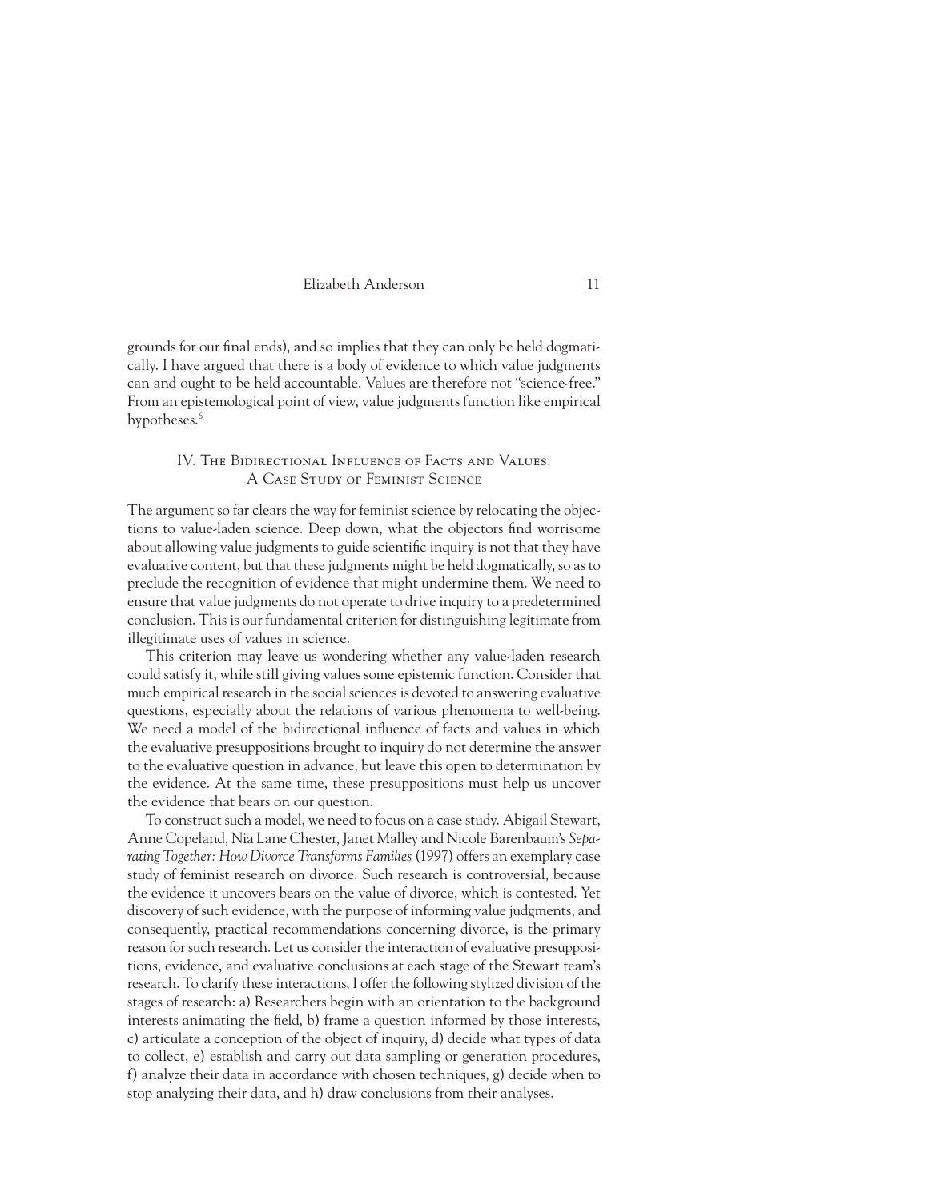grounds for our final ends), and so implies that they can only be held dogmatically. I have argued that there is a body of evidence to which value judgments can and ought to be held accountable. Values are therefore not "science-free." From an epistemological point of view, value judgments function like empirical hypotheses.[6]

## IV. The Bidirectional Influence of Facts and Values: A Case Study of Feminist Science

The argument so far clears the way for feminist science by relocating the objections to value-laden science. Deep down, what the objectors find worrisome about allowing value judgments to guide scientific inquiry is not that they have evaluative content, but that these judgments might be held dogmatically, so as to preclude the recognition of evidence that might undermine them. We need to ensure that value judgments do not operate to drive inquiry to a predetermined conclusion. This is our fundamental criterion for distinguishing legitimate from illegitimate uses of values in science.

This criterion may leave us wondering whether any value-laden research could satisfy it, while still giving values some epistemic function. Consider that much empirical research in the social sciences is devoted to answering evaluative questions, especially about the relations of various phenomena to well-being. We need a model of the bidirectional influence of facts and values in which the evaluative presuppositions brought to inquiry do not determine the answer to the evaluative question in advance, but leave this open to determination by the evidence. At the same time, these presuppositions must help us uncover the evidence that bears on our question.

To construct such a model, we need to focus on a case study. Abigail Stewart, Anne Copeland, Nia Lane Chester, Janet Malley and Nicole Barenbaum's *Separating Together: How Divorce Transforms Families* (1997) offers an exemplary case study of feminist research on divorce. Such research is controversial, because the evidence it uncovers bears on the value of divorce, which is contested. Yet discovery of such evidence, with the purpose of informing value judgments, and consequently, practical recommendations concerning divorce, is the primary reason for such research. Let us consider the interaction of evaluative presuppositions, evidence, and evaluative conclusions at each stage of the Stewart team's research. To clarify these interactions, I offer the following stylized division of the stages of research: a) Researchers begin with an orientation to the background interests animating the field, b) frame a question informed by those interests, c) articulate a conception of the object of inquiry, d) decide what types of data to collect, e) establish and carry out data sampling or generation procedures, f) analyze their data in accordance with chosen techniques, g) decide when to stop analyzing their data, and h) draw conclusions from their analyses.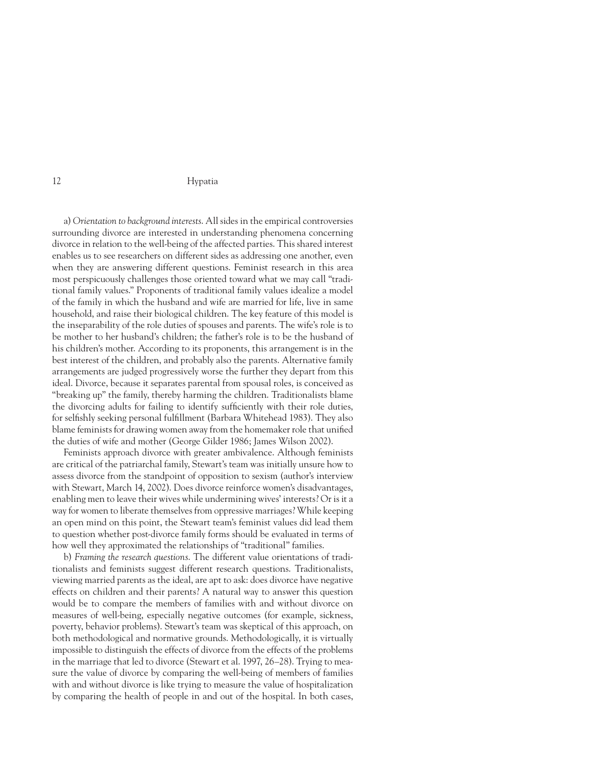a) *Orientation to background interests*. All sides in the empirical controversies surrounding divorce are interested in understanding phenomena concerning divorce in relation to the well-being of the affected parties. This shared interest enables us to see researchers on different sides as addressing one another, even when they are answering different questions. Feminist research in this area most perspicuously challenges those oriented toward what we may call "traditional family values." Proponents of traditional family values idealize a model of the family in which the husband and wife are married for life, live in same household, and raise their biological children. The key feature of this model is the inseparability of the role duties of spouses and parents. The wife's role is to be mother to her husband's children; the father's role is to be the husband of his children's mother. According to its proponents, this arrangement is in the best interest of the children, and probably also the parents. Alternative family arrangements are judged progressively worse the further they depart from this ideal. Divorce, because it separates parental from spousal roles, is conceived as "breaking up" the family, thereby harming the children. Traditionalists blame the divorcing adults for failing to identify sufficiently with their role duties, for selfishly seeking personal fulfillment (Barbara Whitehead 1983). They also blame feminists for drawing women away from the homemaker role that unified the duties of wife and mother (George Gilder 1986; James Wilson 2002).

Feminists approach divorce with greater ambivalence. Although feminists are critical of the patriarchal family, Stewart's team was initially unsure how to assess divorce from the standpoint of opposition to sexism (author's interview with Stewart, March 14, 2002). Does divorce reinforce women's disadvantages, enabling men to leave their wives while undermining wives' interests? Or is it a way for women to liberate themselves from oppressive marriages? While keeping an open mind on this point, the Stewart team's feminist values did lead them to question whether post-divorce family forms should be evaluated in terms of how well they approximated the relationships of "traditional" families.

b) *Framing the research questions*. The different value orientations of traditionalists and feminists suggest different research questions. Traditionalists, viewing married parents as the ideal, are apt to ask: does divorce have negative effects on children and their parents? A natural way to answer this question would be to compare the members of families with and without divorce on measures of well-being, especially negative outcomes (for example, sickness, poverty, behavior problems). Stewart's team was skeptical of this approach, on both methodological and normative grounds. Methodologically, it is virtually impossible to distinguish the effects of divorce from the effects of the problems in the marriage that led to divorce (Stewart et al. 1997, 26–28). Trying to measure the value of divorce by comparing the well-being of members of families with and without divorce is like trying to measure the value of hospitalization by comparing the health of people in and out of the hospital. In both cases,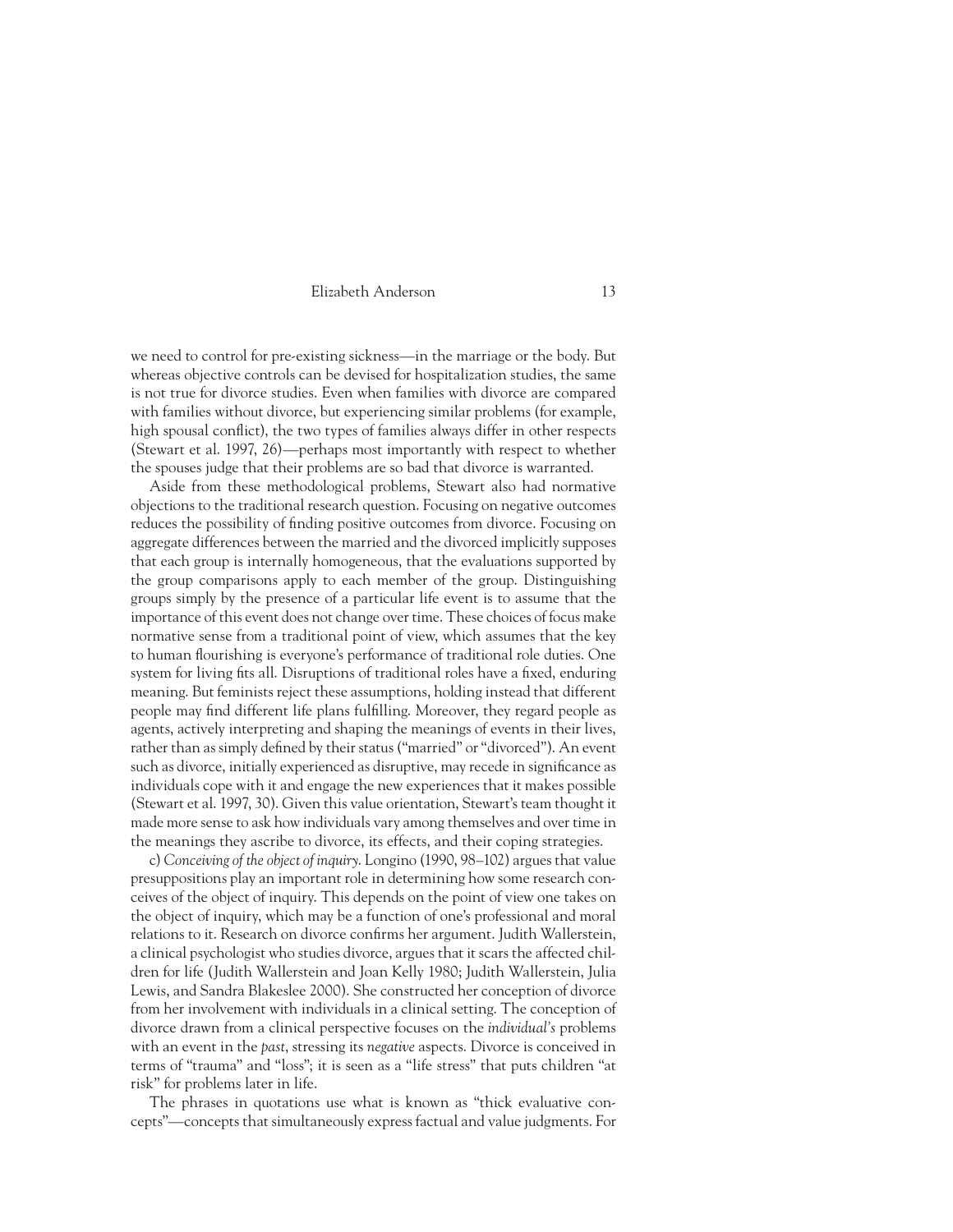we need to control for pre-existing sickness—in the marriage or the body. But whereas objective controls can be devised for hospitalization studies, the same is not true for divorce studies. Even when families with divorce are compared with families without divorce, but experiencing similar problems (for example, high spousal conflict), the two types of families always differ in other respects (Stewart et al. 1997, 26)—perhaps most importantly with respect to whether the spouses judge that their problems are so bad that divorce is warranted.

Aside from these methodological problems, Stewart also had normative objections to the traditional research question. Focusing on negative outcomes reduces the possibility of finding positive outcomes from divorce. Focusing on aggregate differences between the married and the divorced implicitly supposes that each group is internally homogeneous, that the evaluations supported by the group comparisons apply to each member of the group. Distinguishing groups simply by the presence of a particular life event is to assume that the importance of this event does not change over time. These choices of focus make normative sense from a traditional point of view, which assumes that the key to human flourishing is everyone's performance of traditional role duties. One system for living fits all. Disruptions of traditional roles have a fixed, enduring meaning. But feminists reject these assumptions, holding instead that different people may find different life plans fulfilling. Moreover, they regard people as agents, actively interpreting and shaping the meanings of events in their lives, rather than as simply defined by their status ("married" or "divorced"). An event such as divorce, initially experienced as disruptive, may recede in significance as individuals cope with it and engage the new experiences that it makes possible (Stewart et al. 1997, 30). Given this value orientation, Stewart's team thought it made more sense to ask how individuals vary among themselves and over time in the meanings they ascribe to divorce, its effects, and their coping strategies.

c) *Conceiving of the object of inquiry.* Longino (1990, 98–102) argues that value presuppositions play an important role in determining how some research conceives of the object of inquiry. This depends on the point of view one takes on the object of inquiry, which may be a function of one's professional and moral relations to it. Research on divorce confirms her argument. Judith Wallerstein, a clinical psychologist who studies divorce, argues that it scars the affected children for life (Judith Wallerstein and Joan Kelly 1980; Judith Wallerstein, Julia Lewis, and Sandra Blakeslee 2000). She constructed her conception of divorce from her involvement with individuals in a clinical setting. The conception of divorce drawn from a clinical perspective focuses on the *individual's* problems with an event in the *past*, stressing its *negative* aspects. Divorce is conceived in terms of "trauma" and "loss"; it is seen as a "life stress" that puts children "at risk" for problems later in life.

The phrases in quotations use what is known as "thick evaluative concepts"—concepts that simultaneously express factual and value judgments. For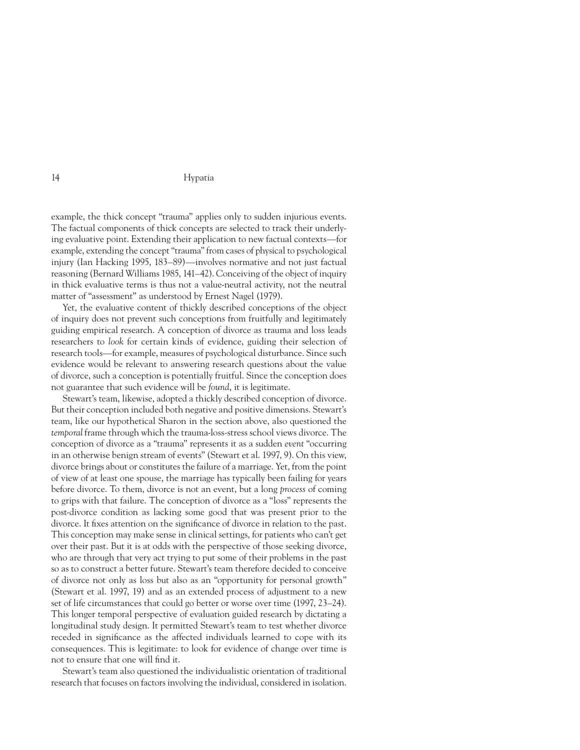example, the thick concept "trauma" applies only to sudden injurious events. The factual components of thick concepts are selected to track their underlying evaluative point. Extending their application to new factual contexts—for example, extending the concept "trauma" from cases of physical to psychological injury (Ian Hacking 1995, 183–89)—involves normative and not just factual reasoning (Bernard Williams 1985, 141–42). Conceiving of the object of inquiry in thick evaluative terms is thus not a value-neutral activity, not the neutral matter of "assessment" as understood by Ernest Nagel (1979).

Yet, the evaluative content of thickly described conceptions of the object of inquiry does not prevent such conceptions from fruitfully and legitimately guiding empirical research. A conception of divorce as trauma and loss leads researchers to *look* for certain kinds of evidence, guiding their selection of research tools—for example, measures of psychological disturbance. Since such evidence would be relevant to answering research questions about the value of divorce, such a conception is potentially fruitful. Since the conception does not guarantee that such evidence will be *found*, it is legitimate.

Stewart's team, likewise, adopted a thickly described conception of divorce. But their conception included both negative and positive dimensions. Stewart's team, like our hypothetical Sharon in the section above, also questioned the *temporal* frame through which the trauma-loss-stress school views divorce. The conception of divorce as a "trauma" represents it as a sudden *event* "occurring in an otherwise benign stream of events" (Stewart et al. 1997, 9). On this view, divorce brings about or constitutes the failure of a marriage. Yet, from the point of view of at least one spouse, the marriage has typically been failing for years before divorce. To them, divorce is not an event, but a long *process* of coming to grips with that failure. The conception of divorce as a "loss" represents the post-divorce condition as lacking some good that was present prior to the divorce. It fixes attention on the significance of divorce in relation to the past. This conception may make sense in clinical settings, for patients who can't get over their past. But it is at odds with the perspective of those seeking divorce, who are through that very act trying to put some of their problems in the past so as to construct a better future. Stewart's team therefore decided to conceive of divorce not only as loss but also as an "opportunity for personal growth" (Stewart et al. 1997, 19) and as an extended process of adjustment to a new set of life circumstances that could go better or worse over time (1997, 23–24). This longer temporal perspective of evaluation guided research by dictating a longitudinal study design. It permitted Stewart's team to test whether divorce receded in significance as the affected individuals learned to cope with its consequences. This is legitimate: to look for evidence of change over time is not to ensure that one will find it.

Stewart's team also questioned the individualistic orientation of traditional research that focuses on factors involving the individual, considered in isolation.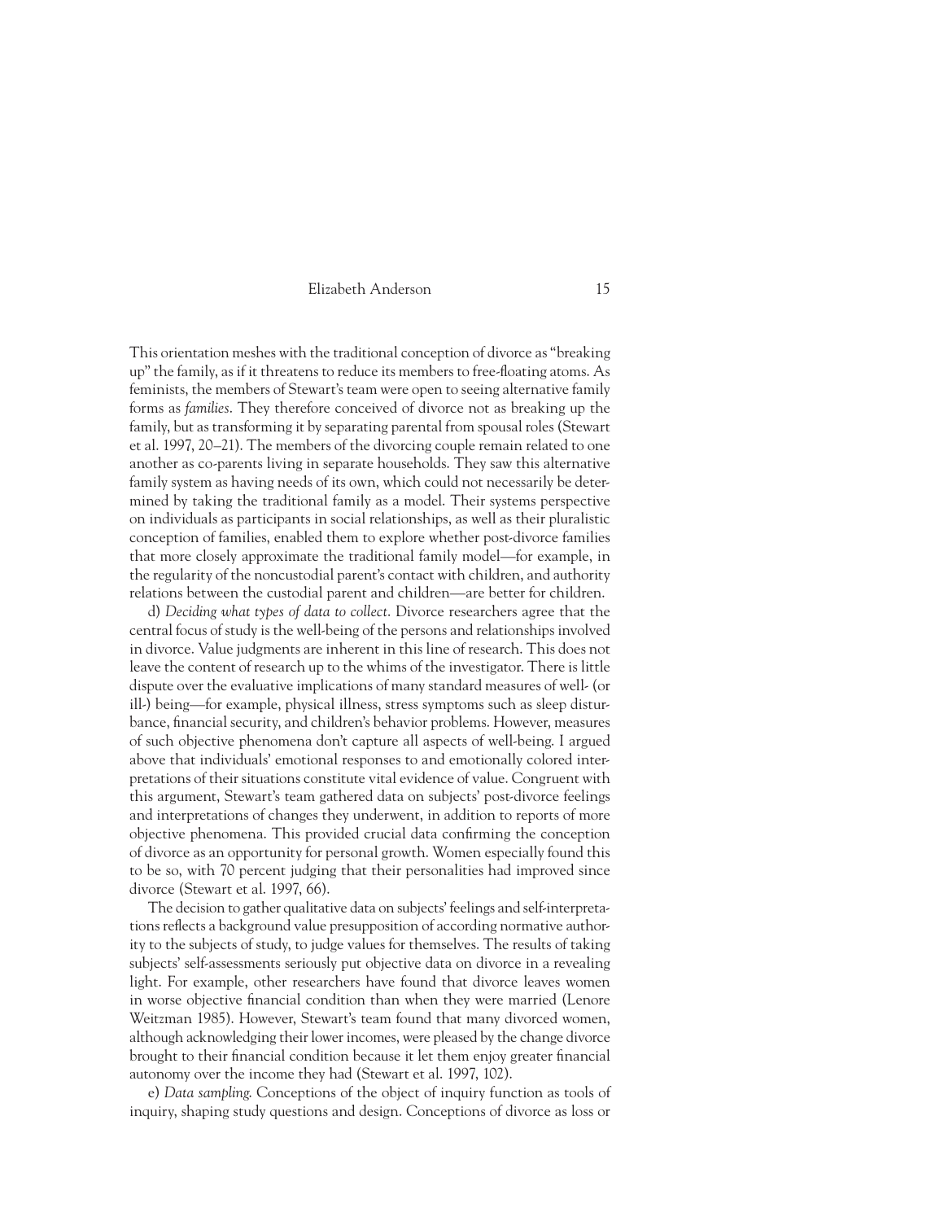This orientation meshes with the traditional conception of divorce as "breaking up" the family, as if it threatens to reduce its members to free-floating atoms. As feminists, the members of Stewart's team were open to seeing alternative family forms as *families*. They therefore conceived of divorce not as breaking up the family, but as transforming it by separating parental from spousal roles (Stewart et al. 1997, 20–21). The members of the divorcing couple remain related to one another as co-parents living in separate households. They saw this alternative family system as having needs of its own, which could not necessarily be determined by taking the traditional family as a model. Their systems perspective on individuals as participants in social relationships, as well as their pluralistic conception of families, enabled them to explore whether post-divorce families that more closely approximate the traditional family model—for example, in the regularity of the noncustodial parent's contact with children, and authority relations between the custodial parent and children—are better for children.

d) *Deciding what types of data to collect*. Divorce researchers agree that the central focus of study is the well-being of the persons and relationships involved in divorce. Value judgments are inherent in this line of research. This does not leave the content of research up to the whims of the investigator. There is little dispute over the evaluative implications of many standard measures of well- (or ill-) being—for example, physical illness, stress symptoms such as sleep disturbance, financial security, and children's behavior problems. However, measures of such objective phenomena don't capture all aspects of well-being. I argued above that individuals' emotional responses to and emotionally colored interpretations of their situations constitute vital evidence of value. Congruent with this argument, Stewart's team gathered data on subjects' post-divorce feelings and interpretations of changes they underwent, in addition to reports of more objective phenomena. This provided crucial data confirming the conception of divorce as an opportunity for personal growth. Women especially found this to be so, with 70 percent judging that their personalities had improved since divorce (Stewart et al. 1997, 66).

The decision to gather qualitative data on subjects' feelings and self-interpretations reflects a background value presupposition of according normative authority to the subjects of study, to judge values for themselves. The results of taking subjects' self-assessments seriously put objective data on divorce in a revealing light. For example, other researchers have found that divorce leaves women in worse objective financial condition than when they were married (Lenore Weitzman 1985). However, Stewart's team found that many divorced women, although acknowledging their lower incomes, were pleased by the change divorce brought to their financial condition because it let them enjoy greater financial autonomy over the income they had (Stewart et al. 1997, 102).

e) *Data sampling.* Conceptions of the object of inquiry function as tools of inquiry, shaping study questions and design. Conceptions of divorce as loss or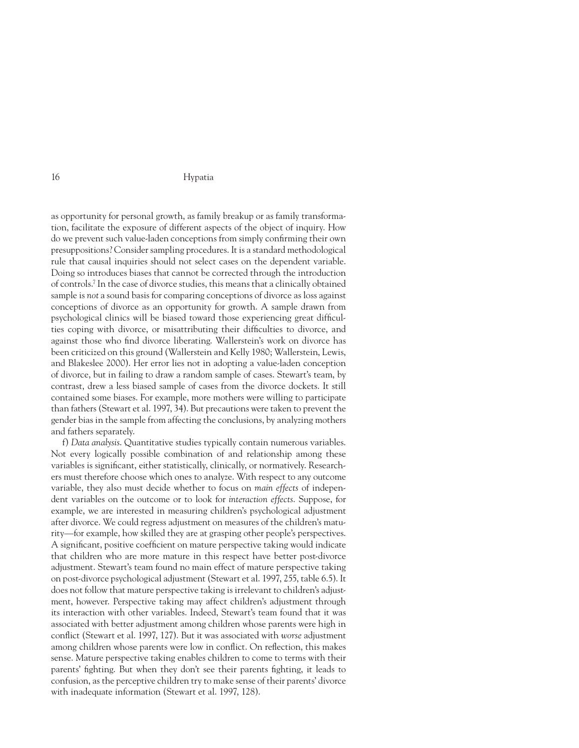as opportunity for personal growth, as family breakup or as family transformation, facilitate the exposure of different aspects of the object of inquiry. How do we prevent such value-laden conceptions from simply confirming their own presuppositions? Consider sampling procedures. It is a standard methodological rule that causal inquiries should not select cases on the dependent variable. Doing so introduces biases that cannot be corrected through the introduction of controls.[7] In the case of divorce studies, this means that a clinically obtained sample is *not* a sound basis for comparing conceptions of divorce as loss against conceptions of divorce as an opportunity for growth. A sample drawn from psychological clinics will be biased toward those experiencing great difficulties coping with divorce, or misattributing their difficulties to divorce, and against those who find divorce liberating. Wallerstein's work on divorce has been criticized on this ground (Wallerstein and Kelly 1980; Wallerstein, Lewis, and Blakeslee 2000). Her error lies not in adopting a value-laden conception of divorce, but in failing to draw a random sample of cases. Stewart's team, by contrast, drew a less biased sample of cases from the divorce dockets. It still contained some biases. For example, more mothers were willing to participate than fathers (Stewart et al. 1997, 34). But precautions were taken to prevent the gender bias in the sample from affecting the conclusions, by analyzing mothers and fathers separately.

f) *Data analysis*. Quantitative studies typically contain numerous variables. Not every logically possible combination of and relationship among these variables is significant, either statistically, clinically, or normatively. Researchers must therefore choose which ones to analyze. With respect to any outcome variable, they also must decide whether to focus on *main effects* of independent variables on the outcome or to look for *interaction effects*. Suppose, for example, we are interested in measuring children's psychological adjustment after divorce. We could regress adjustment on measures of the children's maturity—for example, how skilled they are at grasping other people's perspectives. A significant, positive coefficient on mature perspective taking would indicate that children who are more mature in this respect have better post-divorce adjustment. Stewart's team found no main effect of mature perspective taking on post-divorce psychological adjustment (Stewart et al. 1997, 255, table 6.5). It does not follow that mature perspective taking is irrelevant to children's adjustment, however. Perspective taking may affect children's adjustment through its interaction with other variables. Indeed, Stewart's team found that it was associated with better adjustment among children whose parents were high in conflict (Stewart et al. 1997, 127). But it was associated with *worse* adjustment among children whose parents were low in conflict. On reflection, this makes sense. Mature perspective taking enables children to come to terms with their parents' fighting. But when they don't see their parents fighting, it leads to confusion, as the perceptive children try to make sense of their parents' divorce with inadequate information (Stewart et al. 1997, 128).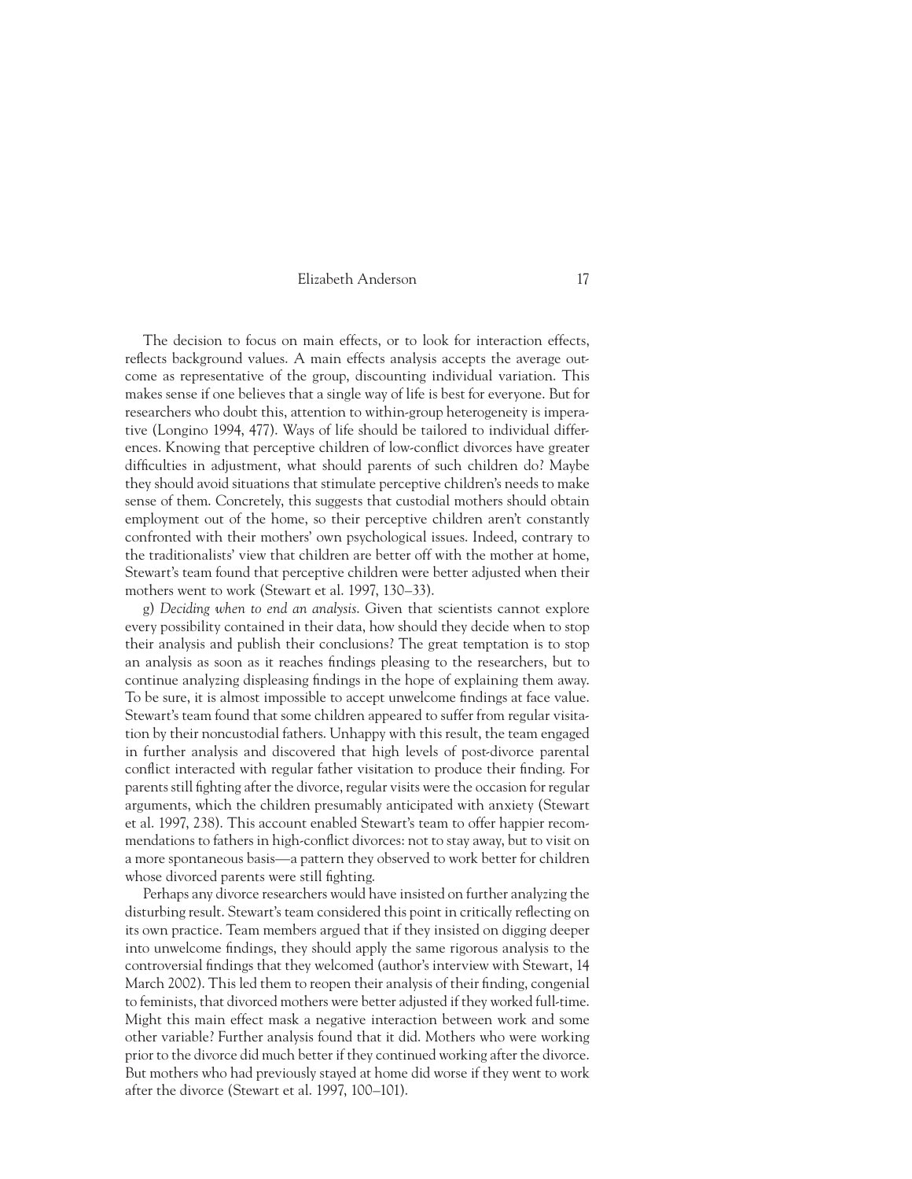The decision to focus on main effects, or to look for interaction effects, reflects background values. A main effects analysis accepts the average outcome as representative of the group, discounting individual variation. This makes sense if one believes that a single way of life is best for everyone. But for researchers who doubt this, attention to within-group heterogeneity is imperative (Longino 1994, 477). Ways of life should be tailored to individual differences. Knowing that perceptive children of low-conflict divorces have greater difficulties in adjustment, what should parents of such children do? Maybe they should avoid situations that stimulate perceptive children's needs to make sense of them. Concretely, this suggests that custodial mothers should obtain employment out of the home, so their perceptive children aren't constantly confronted with their mothers' own psychological issues. Indeed, contrary to the traditionalists' view that children are better off with the mother at home, Stewart's team found that perceptive children were better adjusted when their mothers went to work (Stewart et al. 1997, 130–33).

g) *Deciding when to end an analysis.* Given that scientists cannot explore every possibility contained in their data, how should they decide when to stop their analysis and publish their conclusions? The great temptation is to stop an analysis as soon as it reaches findings pleasing to the researchers, but to continue analyzing displeasing findings in the hope of explaining them away. To be sure, it is almost impossible to accept unwelcome findings at face value. Stewart's team found that some children appeared to suffer from regular visitation by their noncustodial fathers. Unhappy with this result, the team engaged in further analysis and discovered that high levels of post-divorce parental conflict interacted with regular father visitation to produce their finding. For parents still fighting after the divorce, regular visits were the occasion for regular arguments, which the children presumably anticipated with anxiety (Stewart et al. 1997, 238). This account enabled Stewart's team to offer happier recommendations to fathers in high-conflict divorces: not to stay away, but to visit on a more spontaneous basis—a pattern they observed to work better for children whose divorced parents were still fighting.

Perhaps any divorce researchers would have insisted on further analyzing the disturbing result. Stewart's team considered this point in critically reflecting on its own practice. Team members argued that if they insisted on digging deeper into unwelcome findings, they should apply the same rigorous analysis to the controversial findings that they welcomed (author's interview with Stewart, 14 March 2002). This led them to reopen their analysis of their finding, congenial to feminists, that divorced mothers were better adjusted if they worked full-time. Might this main effect mask a negative interaction between work and some other variable? Further analysis found that it did. Mothers who were working prior to the divorce did much better if they continued working after the divorce. But mothers who had previously stayed at home did worse if they went to work after the divorce (Stewart et al. 1997, 100–101).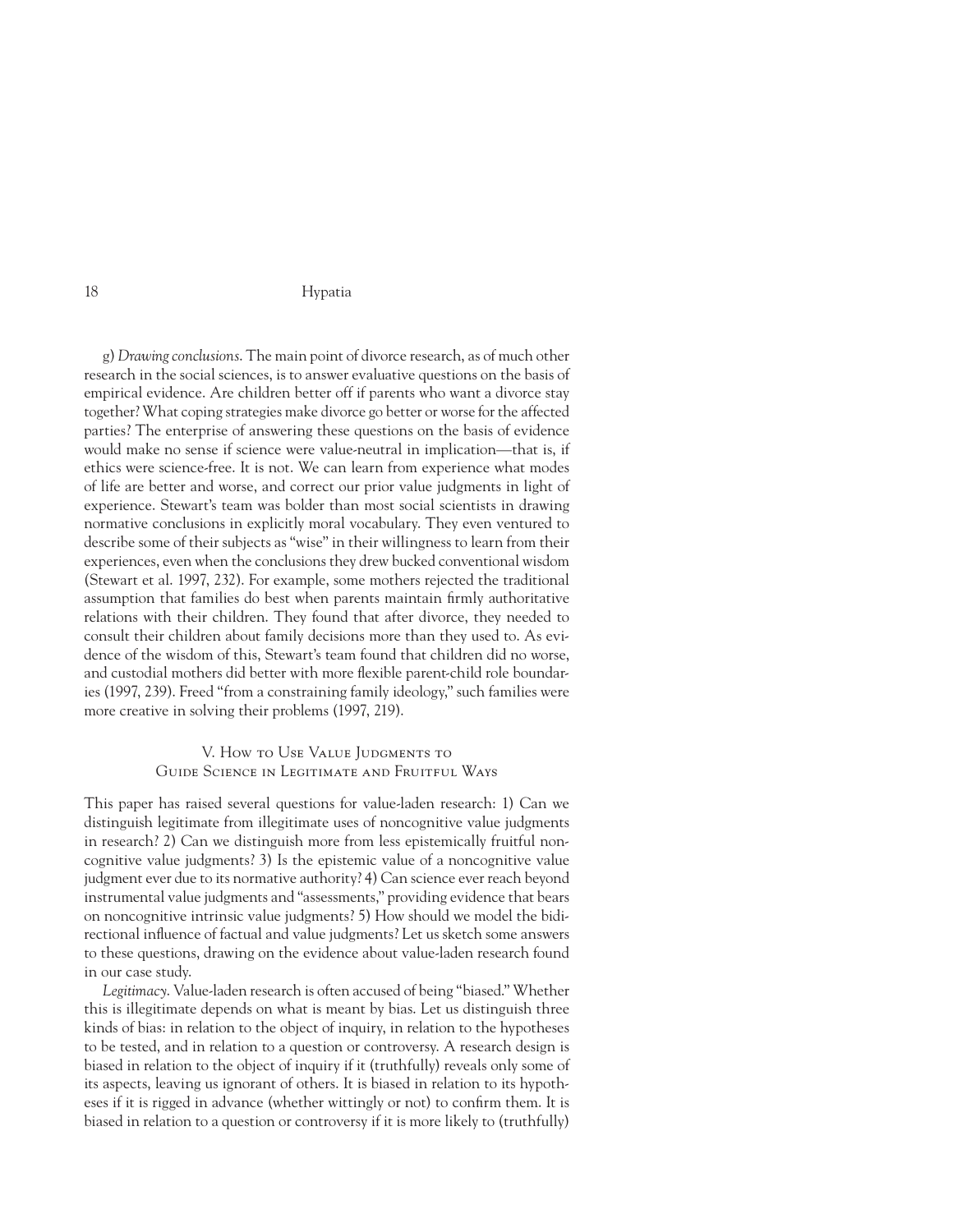g) *Drawing conclusions*. The main point of divorce research, as of much other research in the social sciences, is to answer evaluative questions on the basis of empirical evidence. Are children better off if parents who want a divorce stay together? What coping strategies make divorce go better or worse for the affected parties? The enterprise of answering these questions on the basis of evidence would make no sense if science were value-neutral in implication—that is, if ethics were science-free. It is not. We can learn from experience what modes of life are better and worse, and correct our prior value judgments in light of experience. Stewart's team was bolder than most social scientists in drawing normative conclusions in explicitly moral vocabulary. They even ventured to describe some of their subjects as "wise" in their willingness to learn from their experiences, even when the conclusions they drew bucked conventional wisdom (Stewart et al. 1997, 232). For example, some mothers rejected the traditional assumption that families do best when parents maintain firmly authoritative relations with their children. They found that after divorce, they needed to consult their children about family decisions more than they used to. As evidence of the wisdom of this, Stewart's team found that children did no worse, and custodial mothers did better with more flexible parent-child role boundaries (1997, 239). Freed "from a constraining family ideology," such families were more creative in solving their problems (1997, 219).

## V. How to Use Value Judgments to Guide Science in Legitimate and Fruitful Ways

This paper has raised several questions for value-laden research: 1) Can we distinguish legitimate from illegitimate uses of noncognitive value judgments in research? 2) Can we distinguish more from less epistemically fruitful noncognitive value judgments? 3) Is the epistemic value of a noncognitive value judgment ever due to its normative authority? 4) Can science ever reach beyond instrumental value judgments and "assessments," providing evidence that bears on noncognitive intrinsic value judgments? 5) How should we model the bidirectional influence of factual and value judgments? Let us sketch some answers to these questions, drawing on the evidence about value-laden research found in our case study.

*Legitimacy*. Value-laden research is often accused of being "biased." Whether this is illegitimate depends on what is meant by bias. Let us distinguish three kinds of bias: in relation to the object of inquiry, in relation to the hypotheses to be tested, and in relation to a question or controversy. A research design is biased in relation to the object of inquiry if it (truthfully) reveals only some of its aspects, leaving us ignorant of others. It is biased in relation to its hypotheses if it is rigged in advance (whether wittingly or not) to confirm them. It is biased in relation to a question or controversy if it is more likely to (truthfully)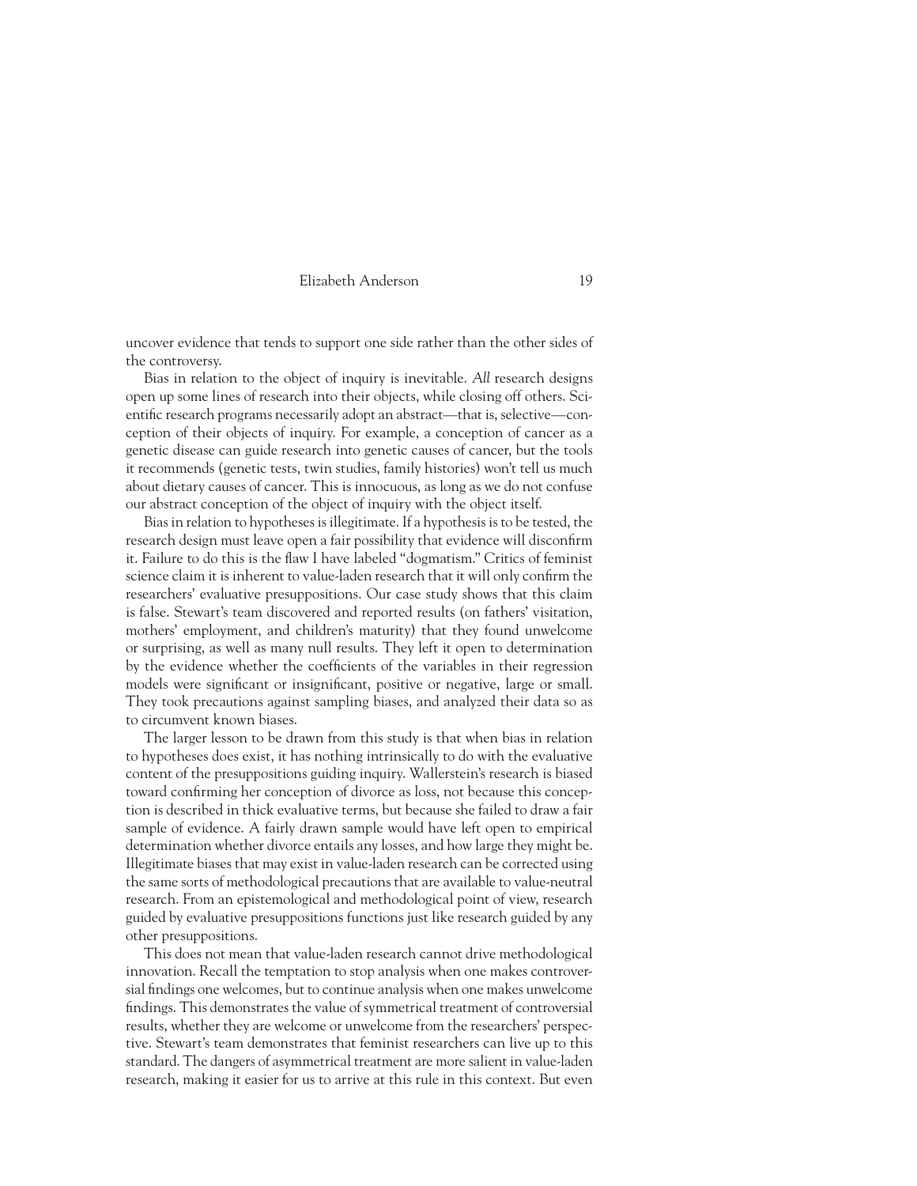uncover evidence that tends to support one side rather than the other sides of the controversy.

Bias in relation to the object of inquiry is inevitable. *All* research designs open up some lines of research into their objects, while closing off others. Scientific research programs necessarily adopt an abstract—that is, selective—conception of their objects of inquiry. For example, a conception of cancer as a genetic disease can guide research into genetic causes of cancer, but the tools it recommends (genetic tests, twin studies, family histories) won't tell us much about dietary causes of cancer. This is innocuous, as long as we do not confuse our abstract conception of the object of inquiry with the object itself.

Bias in relation to hypotheses is illegitimate. If a hypothesis is to be tested, the research design must leave open a fair possibility that evidence will disconfirm it. Failure to do this is the flaw I have labeled "dogmatism." Critics of feminist science claim it is inherent to value-laden research that it will only confirm the researchers' evaluative presuppositions. Our case study shows that this claim is false. Stewart's team discovered and reported results (on fathers' visitation, mothers' employment, and children's maturity) that they found unwelcome or surprising, as well as many null results. They left it open to determination by the evidence whether the coefficients of the variables in their regression models were significant or insignificant, positive or negative, large or small. They took precautions against sampling biases, and analyzed their data so as to circumvent known biases.

The larger lesson to be drawn from this study is that when bias in relation to hypotheses does exist, it has nothing intrinsically to do with the evaluative content of the presuppositions guiding inquiry. Wallerstein's research is biased toward confirming her conception of divorce as loss, not because this conception is described in thick evaluative terms, but because she failed to draw a fair sample of evidence. A fairly drawn sample would have left open to empirical determination whether divorce entails any losses, and how large they might be. Illegitimate biases that may exist in value-laden research can be corrected using the same sorts of methodological precautions that are available to value-neutral research. From an epistemological and methodological point of view, research guided by evaluative presuppositions functions just like research guided by any other presuppositions.

This does not mean that value-laden research cannot drive methodological innovation. Recall the temptation to stop analysis when one makes controversial findings one welcomes, but to continue analysis when one makes unwelcome findings. This demonstrates the value of symmetrical treatment of controversial results, whether they are welcome or unwelcome from the researchers' perspective. Stewart's team demonstrates that feminist researchers can live up to this standard. The dangers of asymmetrical treatment are more salient in value-laden research, making it easier for us to arrive at this rule in this context. But even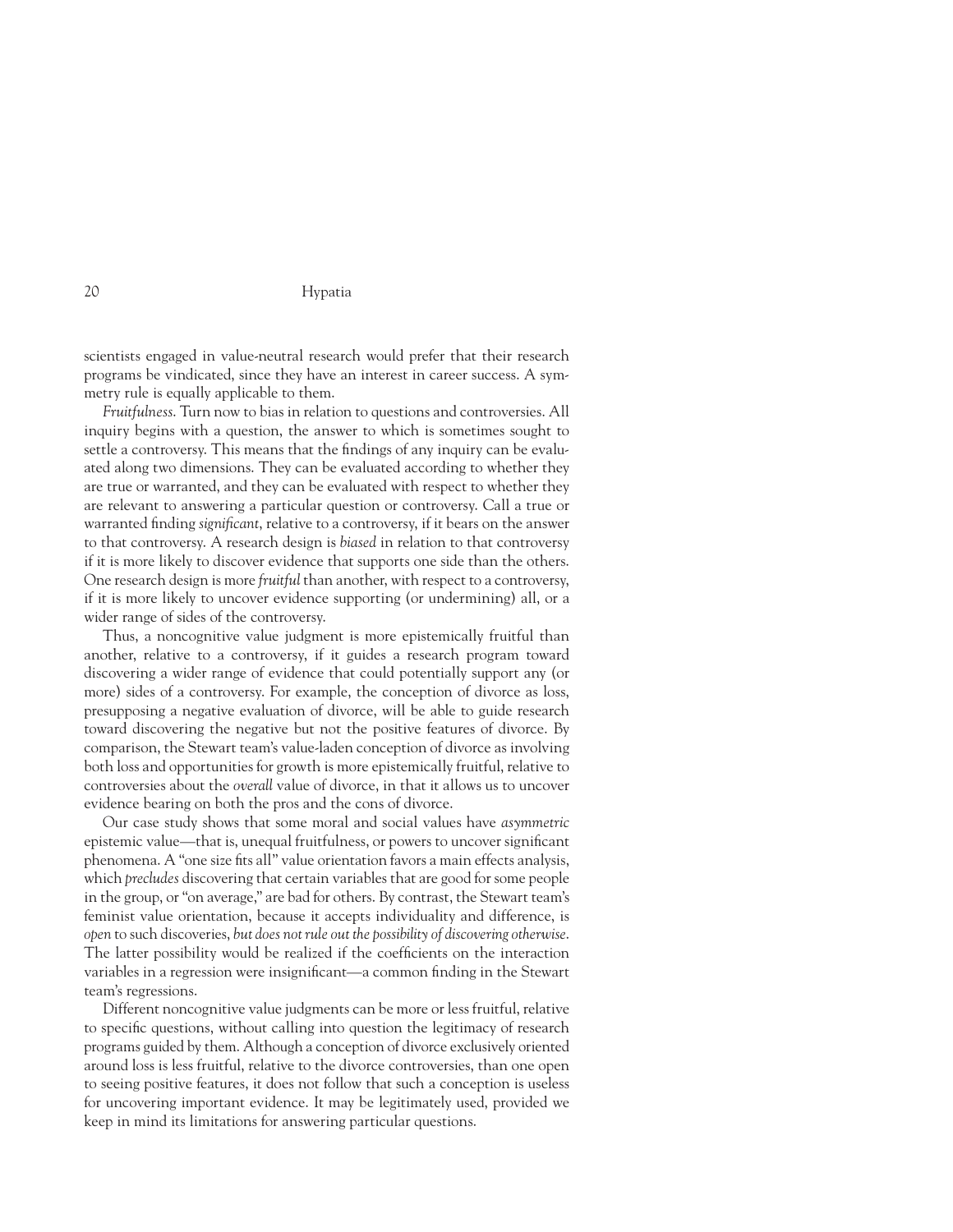scientists engaged in value-neutral research would prefer that their research programs be vindicated, since they have an interest in career success. A symmetry rule is equally applicable to them.

*Fruitfulness*. Turn now to bias in relation to questions and controversies. All inquiry begins with a question, the answer to which is sometimes sought to settle a controversy. This means that the findings of any inquiry can be evaluated along two dimensions. They can be evaluated according to whether they are true or warranted, and they can be evaluated with respect to whether they are relevant to answering a particular question or controversy. Call a true or warranted finding *significant*, relative to a controversy, if it bears on the answer to that controversy. A research design is *biased* in relation to that controversy if it is more likely to discover evidence that supports one side than the others. One research design is more *fruitful* than another, with respect to a controversy, if it is more likely to uncover evidence supporting (or undermining) all, or a wider range of sides of the controversy.

Thus, a noncognitive value judgment is more epistemically fruitful than another, relative to a controversy, if it guides a research program toward discovering a wider range of evidence that could potentially support any (or more) sides of a controversy. For example, the conception of divorce as loss, presupposing a negative evaluation of divorce, will be able to guide research toward discovering the negative but not the positive features of divorce. By comparison, the Stewart team's value-laden conception of divorce as involving both loss and opportunities for growth is more epistemically fruitful, relative to controversies about the *overall* value of divorce, in that it allows us to uncover evidence bearing on both the pros and the cons of divorce.

Our case study shows that some moral and social values have *asymmetric* epistemic value—that is, unequal fruitfulness, or powers to uncover significant phenomena. A "one size fits all" value orientation favors a main effects analysis, which *precludes* discovering that certain variables that are good for some people in the group, or "on average," are bad for others. By contrast, the Stewart team's feminist value orientation, because it accepts individuality and difference, is *open* to such discoveries, *but does not rule out the possibility of discovering otherwise*. The latter possibility would be realized if the coefficients on the interaction variables in a regression were insignificant—a common finding in the Stewart team's regressions.

Different noncognitive value judgments can be more or less fruitful, relative to specific questions, without calling into question the legitimacy of research programs guided by them. Although a conception of divorce exclusively oriented around loss is less fruitful, relative to the divorce controversies, than one open to seeing positive features, it does not follow that such a conception is useless for uncovering important evidence. It may be legitimately used, provided we keep in mind its limitations for answering particular questions.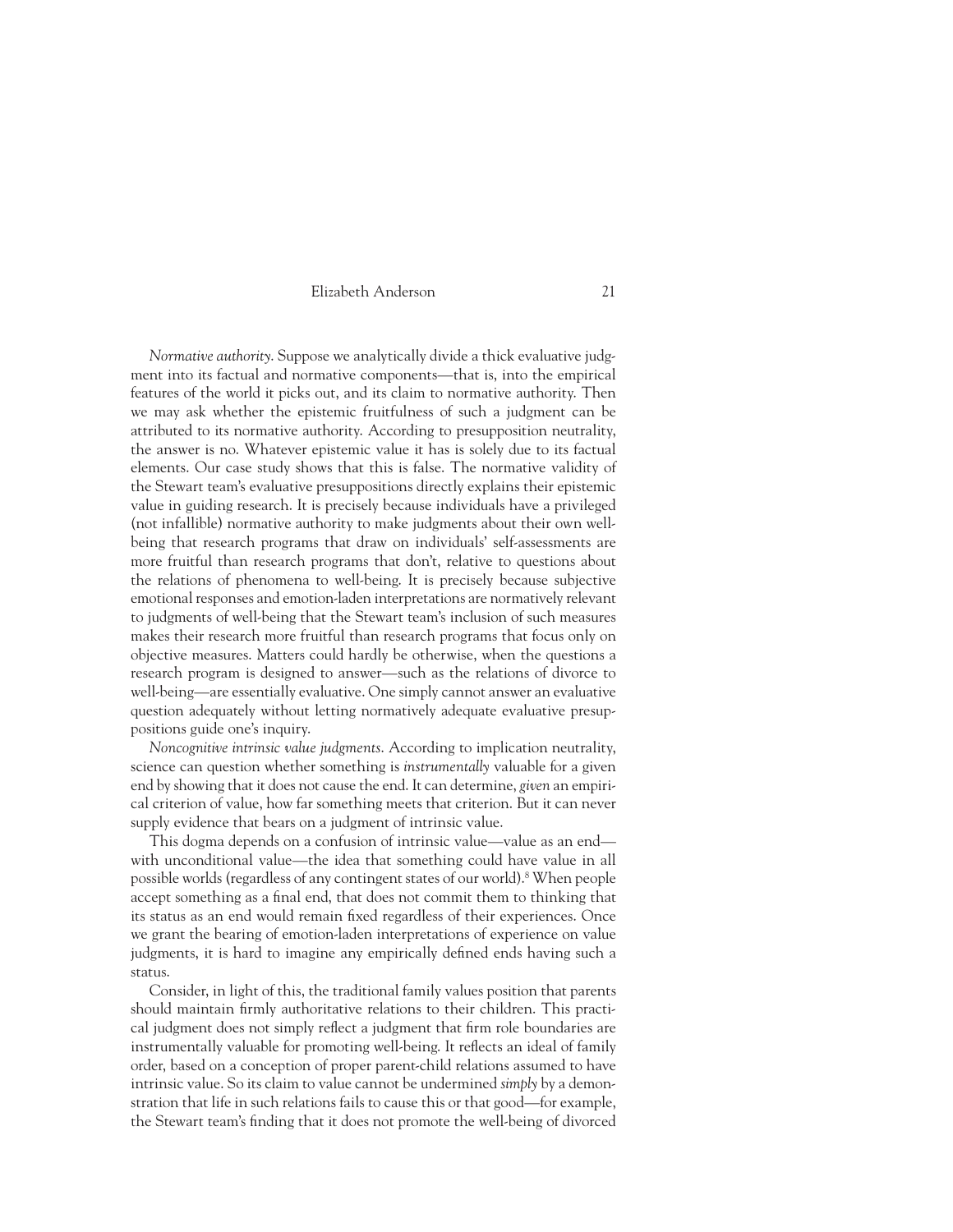*Normative authority*. Suppose we analytically divide a thick evaluative judgment into its factual and normative components—that is, into the empirical features of the world it picks out, and its claim to normative authority. Then we may ask whether the epistemic fruitfulness of such a judgment can be attributed to its normative authority. According to presupposition neutrality, the answer is no. Whatever epistemic value it has is solely due to its factual elements. Our case study shows that this is false. The normative validity of the Stewart team's evaluative presuppositions directly explains their epistemic value in guiding research. It is precisely because individuals have a privileged (not infallible) normative authority to make judgments about their own well-being that research programs that draw on individuals' self-assessments are more fruitful than research programs that don't, relative to questions about the relations of phenomena to well-being. It is precisely because subjective emotional responses and emotion-laden interpretations are normatively relevant to judgments of well-being that the Stewart team's inclusion of such measures makes their research more fruitful than research programs that focus only on objective measures. Matters could hardly be otherwise, when the questions a research program is designed to answer—such as the relations of divorce to well-being—are essentially evaluative. One simply cannot answer an evaluative question adequately without letting normatively adequate evaluative presuppositions guide one's inquiry.

*Noncognitive intrinsic value judgments*. According to implication neutrality, science can question whether something is *instrumentally* valuable for a given end by showing that it does not cause the end. It can determine, *given* an empirical criterion of value, how far something meets that criterion. But it can never supply evidence that bears on a judgment of intrinsic value.

This dogma depends on a confusion of intrinsic value—value as an end—with unconditional value—the idea that something could have value in all possible worlds (regardless of any contingent states of our world).[8] When people accept something as a final end, that does not commit them to thinking that its status as an end would remain fixed regardless of their experiences. Once we grant the bearing of emotion-laden interpretations of experience on value judgments, it is hard to imagine any empirically defined ends having such a status.

Consider, in light of this, the traditional family values position that parents should maintain firmly authoritative relations to their children. This practical judgment does not simply reflect a judgment that firm role boundaries are instrumentally valuable for promoting well-being. It reflects an ideal of family order, based on a conception of proper parent-child relations assumed to have intrinsic value. So its claim to value cannot be undermined *simply* by a demonstration that life in such relations fails to cause this or that good—for example, the Stewart team's finding that it does not promote the well-being of divorced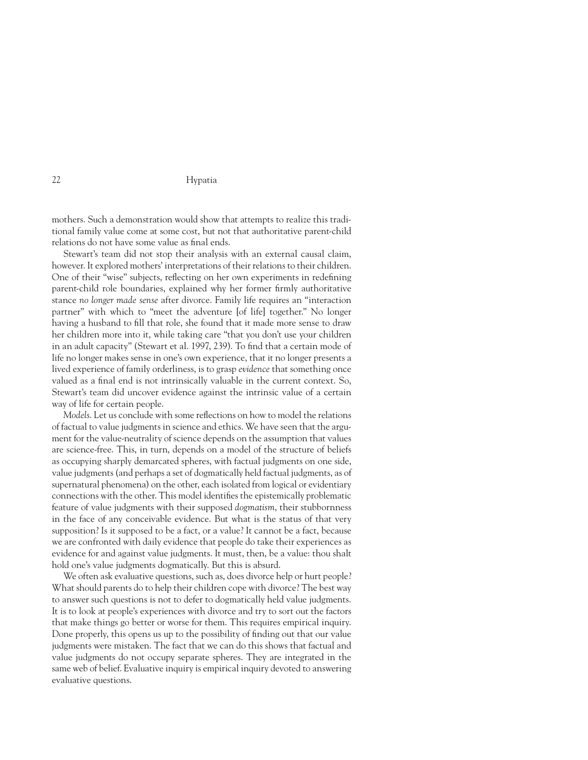mothers. Such a demonstration would show that attempts to realize this traditional family value come at some cost, but not that authoritative parent-child relations do not have some value as final ends.

Stewart's team did not stop their analysis with an external causal claim, however. It explored mothers' interpretations of their relations to their children. One of their "wise" subjects, reflecting on her own experiments in redefining parent-child role boundaries, explained why her former firmly authoritative stance *no longer made sense* after divorce. Family life requires an "interaction partner" with which to "meet the adventure [of life] together." No longer having a husband to fill that role, she found that it made more sense to draw her children more into it, while taking care "that you don't use your children in an adult capacity" (Stewart et al. 1997, 239). To find that a certain mode of life no longer makes sense in one's own experience, that it no longer presents a lived experience of family orderliness, is to grasp *evidence* that something once valued as a final end is not intrinsically valuable in the current context. So, Stewart's team did uncover evidence against the intrinsic value of a certain way of life for certain people.

*Models*. Let us conclude with some reflections on how to model the relations of factual to value judgments in science and ethics. We have seen that the argument for the value-neutrality of science depends on the assumption that values are science-free. This, in turn, depends on a model of the structure of beliefs as occupying sharply demarcated spheres, with factual judgments on one side, value judgments (and perhaps a set of dogmatically held factual judgments, as of supernatural phenomena) on the other, each isolated from logical or evidentiary connections with the other. This model identifies the epistemically problematic feature of value judgments with their supposed *dogmatism*, their stubbornness in the face of any conceivable evidence. But what is the status of that very supposition? Is it supposed to be a fact, or a value? It cannot be a fact, because we are confronted with daily evidence that people do take their experiences as evidence for and against value judgments. It must, then, be a value: thou shalt hold one's value judgments dogmatically. But this is absurd.

We often ask evaluative questions, such as, does divorce help or hurt people? What should parents do to help their children cope with divorce? The best way to answer such questions is not to defer to dogmatically held value judgments. It is to look at people's experiences with divorce and try to sort out the factors that make things go better or worse for them. This requires empirical inquiry. Done properly, this opens us up to the possibility of finding out that our value judgments were mistaken. The fact that we can do this shows that factual and value judgments do not occupy separate spheres. They are integrated in the same web of belief. Evaluative inquiry is empirical inquiry devoted to answering evaluative questions.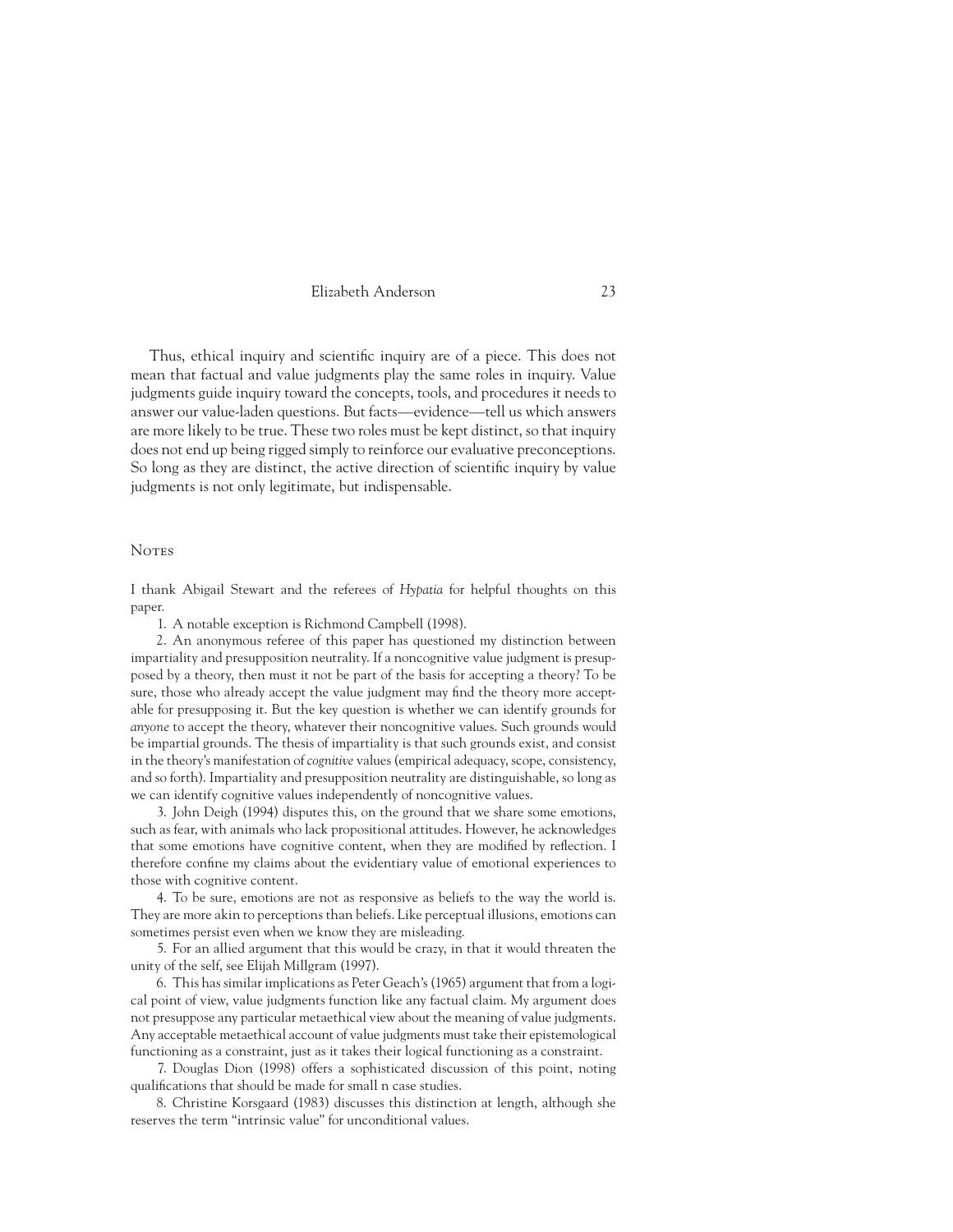Thus, ethical inquiry and scientific inquiry are of a piece. This does not mean that factual and value judgments play the same roles in inquiry. Value judgments guide inquiry toward the concepts, tools, and procedures it needs to answer our value-laden questions. But facts—evidence—tell us which answers are more likely to be true. These two roles must be kept distinct, so that inquiry does not end up being rigged simply to reinforce our evaluative preconceptions. So long as they are distinct, the active direction of scientific inquiry by value judgments is not only legitimate, but indispensable.

## Notes

I thank Abigail Stewart and the referees of *Hypatia* for helpful thoughts on this paper.

1. A notable exception is Richmond Campbell (1998).

2. An anonymous referee of this paper has questioned my distinction between impartiality and presupposition neutrality. If a noncognitive value judgment is presupposed by a theory, then must it not be part of the basis for accepting a theory? To be sure, those who already accept the value judgment may find the theory more acceptable for presupposing it. But the key question is whether we can identify grounds for *anyone* to accept the theory, whatever their noncognitive values. Such grounds would be impartial grounds. The thesis of impartiality is that such grounds exist, and consist in the theory's manifestation of *cognitive* values (empirical adequacy, scope, consistency, and so forth). Impartiality and presupposition neutrality are distinguishable, so long as we can identify cognitive values independently of noncognitive values.

3. John Deigh (1994) disputes this, on the ground that we share some emotions, such as fear, with animals who lack propositional attitudes. However, he acknowledges that some emotions have cognitive content, when they are modified by reflection. I therefore confine my claims about the evidentiary value of emotional experiences to those with cognitive content.

4. To be sure, emotions are not as responsive as beliefs to the way the world is. They are more akin to perceptions than beliefs. Like perceptual illusions, emotions can sometimes persist even when we know they are misleading.

5. For an allied argument that this would be crazy, in that it would threaten the unity of the self, see Elijah Millgram (1997).

6. This has similar implications as Peter Geach's (1965) argument that from a logical point of view, value judgments function like any factual claim. My argument does not presuppose any particular metaethical view about the meaning of value judgments. Any acceptable metaethical account of value judgments must take their epistemological functioning as a constraint, just as it takes their logical functioning as a constraint.

7. Douglas Dion (1998) offers a sophisticated discussion of this point, noting qualifications that should be made for small n case studies.

8. Christine Korsgaard (1983) discusses this distinction at length, although she reserves the term "intrinsic value" for unconditional values.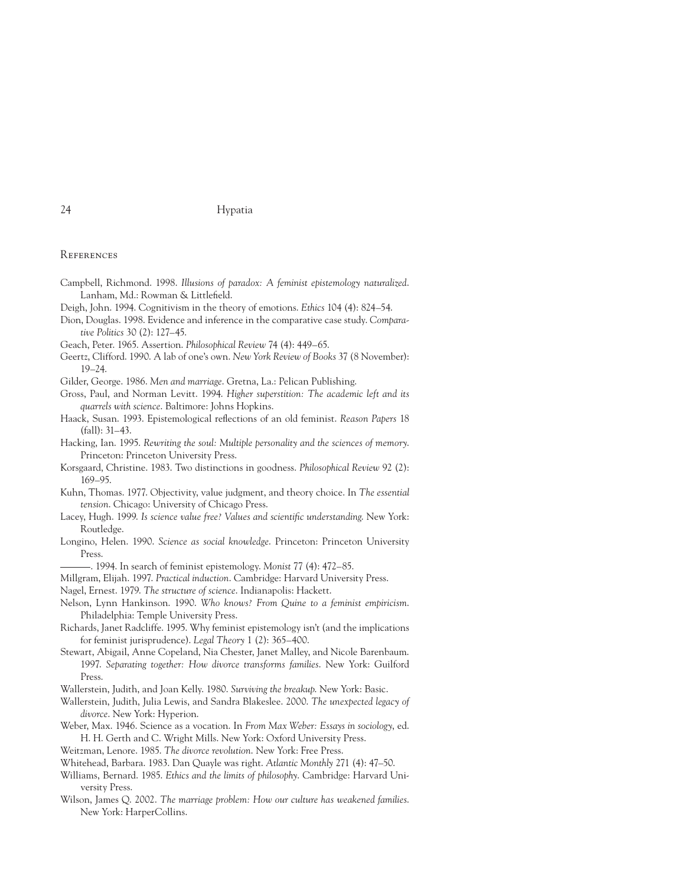## References

Campbell, Richmond. 1998. *Illusions of paradox: A feminist epistemology naturalized*. Lanham, Md.: Rowman & Littlefield.

Deigh, John. 1994. Cognitivism in the theory of emotions. *Ethics* 104 (4): 824–54.

Dion, Douglas. 1998. Evidence and inference in the comparative case study. *Comparative Politics* 30 (2): 127–45.

Geach, Peter. 1965. Assertion. *Philosophical Review* 74 (4): 449–65.

Geertz, Clifford. 1990. A lab of one's own. *New York Review of Books* 37 (8 November): 19–24.

Gilder, George. 1986. *Men and marriage*. Gretna, La.: Pelican Publishing.

Gross, Paul, and Norman Levitt. 1994. *Higher superstition: The academic left and its quarrels with science*. Baltimore: Johns Hopkins.

Haack, Susan. 1993. Epistemological reflections of an old feminist. *Reason Papers* 18 (fall): 31–43.

Hacking, Ian. 1995. *Rewriting the soul: Multiple personality and the sciences of memory*. Princeton: Princeton University Press.

Korsgaard, Christine. 1983. Two distinctions in goodness. *Philosophical Review* 92 (2): 169–95.

Kuhn, Thomas. 1977. Objectivity, value judgment, and theory choice. In *The essential tension*. Chicago: University of Chicago Press.

Lacey, Hugh. 1999. *Is science value free? Values and scientific understanding.* New York: Routledge.

Longino, Helen. 1990. *Science as social knowledge*. Princeton: Princeton University Press.

———. 1994. In search of feminist epistemology. *Monist* 77 (4): 472–85.

Millgram, Elijah. 1997. *Practical induction*. Cambridge: Harvard University Press.

Nagel, Ernest. 1979. *The structure of science*. Indianapolis: Hackett.

Nelson, Lynn Hankinson. 1990. *Who knows? From Quine to a feminist empiricism*. Philadelphia: Temple University Press.

Richards, Janet Radcliffe. 1995. Why feminist epistemology isn't (and the implications for feminist jurisprudence). *Legal Theory* 1 (2): 365–400.

Stewart, Abigail, Anne Copeland, Nia Chester, Janet Malley, and Nicole Barenbaum. 1997. *Separating together: How divorce transforms families*. New York: Guilford Press.

Wallerstein, Judith, and Joan Kelly. 1980. *Surviving the breakup*. New York: Basic.

Wallerstein, Judith, Julia Lewis, and Sandra Blakeslee. 2000. *The unexpected legacy of divorce*. New York: Hyperion.

Weber, Max. 1946. Science as a vocation. In *From Max Weber: Essays in sociology*, ed. H. H. Gerth and C. Wright Mills. New York: Oxford University Press.

Weitzman, Lenore. 1985. *The divorce revolution*. New York: Free Press.

Whitehead, Barbara. 1983. Dan Quayle was right. *Atlantic Monthly* 271 (4): 47–50.

Williams, Bernard. 1985. *Ethics and the limits of philosophy*. Cambridge: Harvard University Press.

Wilson, James Q. 2002. *The marriage problem: How our culture has weakened families*. New York: HarperCollins.